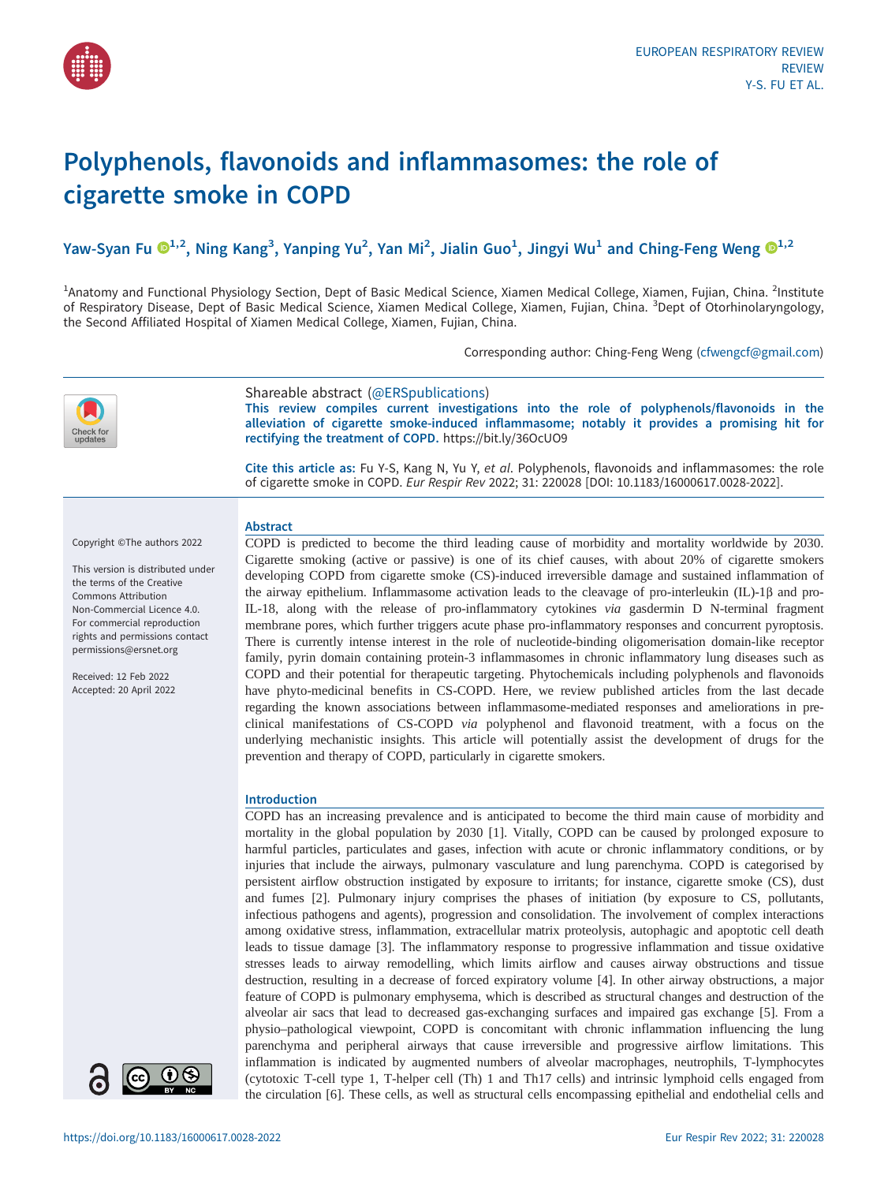# Polyphenols, flavonoids and inflammasomes: the role of cigarette smoke in COPD

**Yaw-Syan Fu[1,2], Ning Kang[3], Yanping Yu[2], Yan Mi[2], Jialin Guo[1], Jingyi Wu[1] and Ching-Feng Weng[1,2]**

[1]Anatomy and Functional Physiology Section, Dept of Basic Medical Science, Xiamen Medical College, Xiamen, Fujian, China. [2]Institute of Respiratory Disease, Dept of Basic Medical Science, Xiamen Medical College, Xiamen, Fujian, China. [3]Dept of Otorhinolaryngology, the Second Affiliated Hospital of Xiamen Medical College, Xiamen, Fujian, China.

Corresponding author: Ching-Feng Weng (cfwengcf@gmail.com)

Shareable abstract (@ERSpublications)
**This review compiles current investigations into the role of polyphenols/flavonoids in the alleviation of cigarette smoke-induced inflammasome; notably it provides a promising hit for rectifying the treatment of COPD.** https://bit.ly/36OcUO9

**Cite this article as:** Fu Y-S, Kang N, Yu Y, *et al*. Polyphenols, flavonoids and inflammasomes: the role of cigarette smoke in COPD. *Eur Respir Rev* 2022; 31: 220028 [DOI: 10.1183/16000617.0028-2022].

Copyright ©The authors 2022

This version is distributed under the terms of the Creative Commons Attribution Non-Commercial Licence 4.0. For commercial reproduction rights and permissions contact permissions@ersnet.org

Received: 12 Feb 2022
Accepted: 20 April 2022

## Abstract

COPD is predicted to become the third leading cause of morbidity and mortality worldwide by 2030. Cigarette smoking (active or passive) is one of its chief causes, with about 20% of cigarette smokers developing COPD from cigarette smoke (CS)-induced irreversible damage and sustained inflammation of the airway epithelium. Inflammasome activation leads to the cleavage of pro-interleukin (IL)-1β and pro-IL-18, along with the release of pro-inflammatory cytokines *via* gasdermin D N-terminal fragment membrane pores, which further triggers acute phase pro-inflammatory responses and concurrent pyroptosis. There is currently intense interest in the role of nucleotide-binding oligomerisation domain-like receptor family, pyrin domain containing protein-3 inflammasomes in chronic inflammatory lung diseases such as COPD and their potential for therapeutic targeting. Phytochemicals including polyphenols and flavonoids have phyto-medicinal benefits in CS-COPD. Here, we review published articles from the last decade regarding the known associations between inflammasome-mediated responses and ameliorations in pre-clinical manifestations of CS-COPD *via* polyphenol and flavonoid treatment, with a focus on the underlying mechanistic insights. This article will potentially assist the development of drugs for the prevention and therapy of COPD, particularly in cigarette smokers.

## Introduction

COPD has an increasing prevalence and is anticipated to become the third main cause of morbidity and mortality in the global population by 2030 [1]. Vitally, COPD can be caused by prolonged exposure to harmful particles, particulates and gases, infection with acute or chronic inflammatory conditions, or by injuries that include the airways, pulmonary vasculature and lung parenchyma. COPD is categorised by persistent airflow obstruction instigated by exposure to irritants; for instance, cigarette smoke (CS), dust and fumes [2]. Pulmonary injury comprises the phases of initiation (by exposure to CS, pollutants, infectious pathogens and agents), progression and consolidation. The involvement of complex interactions among oxidative stress, inflammation, extracellular matrix proteolysis, autophagic and apoptotic cell death leads to tissue damage [3]. The inflammatory response to progressive inflammation and tissue oxidative stresses leads to airway remodelling, which limits airflow and causes airway obstructions and tissue destruction, resulting in a decrease of forced expiratory volume [4]. In other airway obstructions, a major feature of COPD is pulmonary emphysema, which is described as structural changes and destruction of the alveolar air sacs that lead to decreased gas-exchanging surfaces and impaired gas exchange [5]. From a physio–pathological viewpoint, COPD is concomitant with chronic inflammation influencing the lung parenchyma and peripheral airways that cause irreversible and progressive airflow limitations. This inflammation is indicated by augmented numbers of alveolar macrophages, neutrophils, T-lymphocytes (cytotoxic T-cell type 1, T-helper cell (Th) 1 and Th17 cells) and intrinsic lymphoid cells engaged from the circulation [6]. These cells, as well as structural cells encompassing epithelial and endothelial cells and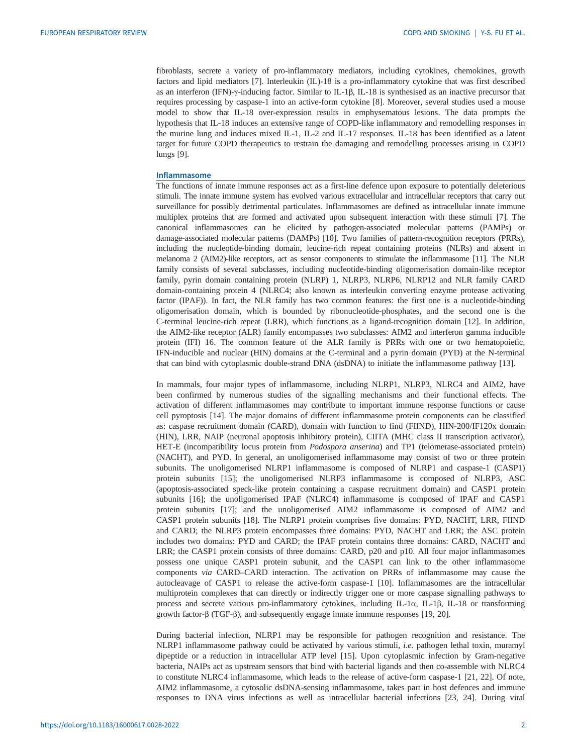fibroblasts, secrete a variety of pro-inflammatory mediators, including cytokines, chemokines, growth factors and lipid mediators [7]. Interleukin (IL)-18 is a pro-inflammatory cytokine that was first described as an interferon (IFN)-γ-inducing factor. Similar to IL-1β, IL-18 is synthesised as an inactive precursor that requires processing by caspase-1 into an active-form cytokine [8]. Moreover, several studies used a mouse model to show that IL-18 over-expression results in emphysematous lesions. The data prompts the hypothesis that IL-18 induces an extensive range of COPD-like inflammatory and remodelling responses in the murine lung and induces mixed IL-1, IL-2 and IL-17 responses. IL-18 has been identified as a latent target for future COPD therapeutics to restrain the damaging and remodelling processes arising in COPD lungs [9].

## Inflammasome

The functions of innate immune responses act as a first-line defence upon exposure to potentially deleterious stimuli. The innate immune system has evolved various extracellular and intracellular receptors that carry out surveillance for possibly detrimental particulates. Inflammasomes are defined as intracellular innate immune multiplex proteins that are formed and activated upon subsequent interaction with these stimuli [7]. The canonical inflammasomes can be elicited by pathogen-associated molecular patterns (PAMPs) or damage-associated molecular patterns (DAMPs) [10]. Two families of pattern-recognition receptors (PRRs), including the nucleotide-binding domain, leucine-rich repeat containing proteins (NLRs) and absent in melanoma 2 (AIM2)-like receptors, act as sensor components to stimulate the inflammasome [11]. The NLR family consists of several subclasses, including nucleotide-binding oligomerisation domain-like receptor family, pyrin domain containing protein (NLRP) 1, NLRP3, NLRP6, NLRP12 and NLR family CARD domain-containing protein 4 (NLRC4; also known as interleukin converting enzyme protease activating factor (IPAF)). In fact, the NLR family has two common features: the first one is a nucleotide-binding oligomerisation domain, which is bounded by ribonucleotide-phosphates, and the second one is the C-terminal leucine-rich repeat (LRR), which functions as a ligand-recognition domain [12]. In addition, the AIM2-like receptor (ALR) family encompasses two subclasses: AIM2 and interferon gamma inducible protein (IFI) 16. The common feature of the ALR family is PRRs with one or two hematopoietic, IFN-inducible and nuclear (HIN) domains at the C-terminal and a pyrin domain (PYD) at the N-terminal that can bind with cytoplasmic double-strand DNA (dsDNA) to initiate the inflammasome pathway [13].

In mammals, four major types of inflammasome, including NLRP1, NLRP3, NLRC4 and AIM2, have been confirmed by numerous studies of the signalling mechanisms and their functional effects. The activation of different inflammasomes may contribute to important immune response functions or cause cell pyroptosis [14]. The major domains of different inflammasome protein components can be classified as: caspase recruitment domain (CARD), domain with function to find (FIIND), HIN-200/IF120x domain (HIN), LRR, NAIP (neuronal apoptosis inhibitory protein), CIITA (MHC class II transcription activator), HET-E (incompatibility locus protein from *Podospora anserina*) and TP1 (telomerase-associated protein) (NACHT), and PYD. In general, an unoligomerised inflammasome may consist of two or three protein subunits. The unoligomerised NLRP1 inflammasome is composed of NLRP1 and caspase-1 (CASP1) protein subunits [15]; the unoligomerised NLRP3 inflammasome is composed of NLRP3, ASC (apoptosis-associated speck-like protein containing a caspase recruitment domain) and CASP1 protein subunits [16]; the unoligomerised IPAF (NLRC4) inflammasome is composed of IPAF and CASP1 protein subunits [17]; and the unoligomerised AIM2 inflammasome is composed of AIM2 and CASP1 protein subunits [18]. The NLRP1 protein comprises five domains: PYD, NACHT, LRR, FIIND and CARD; the NLRP3 protein encompasses three domains: PYD, NACHT and LRR; the ASC protein includes two domains: PYD and CARD; the IPAF protein contains three domains: CARD, NACHT and LRR; the CASP1 protein consists of three domains: CARD, p20 and p10. All four major inflammasomes possess one unique CASP1 protein subunit, and the CASP1 can link to the other inflammasome components *via* CARD–CARD interaction. The activation on PRRs of inflammasome may cause the autocleavage of CASP1 to release the active-form caspase-1 [10]. Inflammasomes are the intracellular multiprotein complexes that can directly or indirectly trigger one or more caspase signalling pathways to process and secrete various pro-inflammatory cytokines, including IL-1α, IL-1β, IL-18 or transforming growth factor-β (TGF-β), and subsequently engage innate immune responses [19, 20].

During bacterial infection, NLRP1 may be responsible for pathogen recognition and resistance. The NLRP1 inflammasome pathway could be activated by various stimuli, *i.e.* pathogen lethal toxin, muramyl dipeptide or a reduction in intracellular ATP level [15]. Upon cytoplasmic infection by Gram-negative bacteria, NAIPs act as upstream sensors that bind with bacterial ligands and then co-assemble with NLRC4 to constitute NLRC4 inflammasome, which leads to the release of active-form caspase-1 [21, 22]. Of note, AIM2 inflammasome, a cytosolic dsDNA-sensing inflammasome, takes part in host defences and immune responses to DNA virus infections as well as intracellular bacterial infections [23, 24]. During viral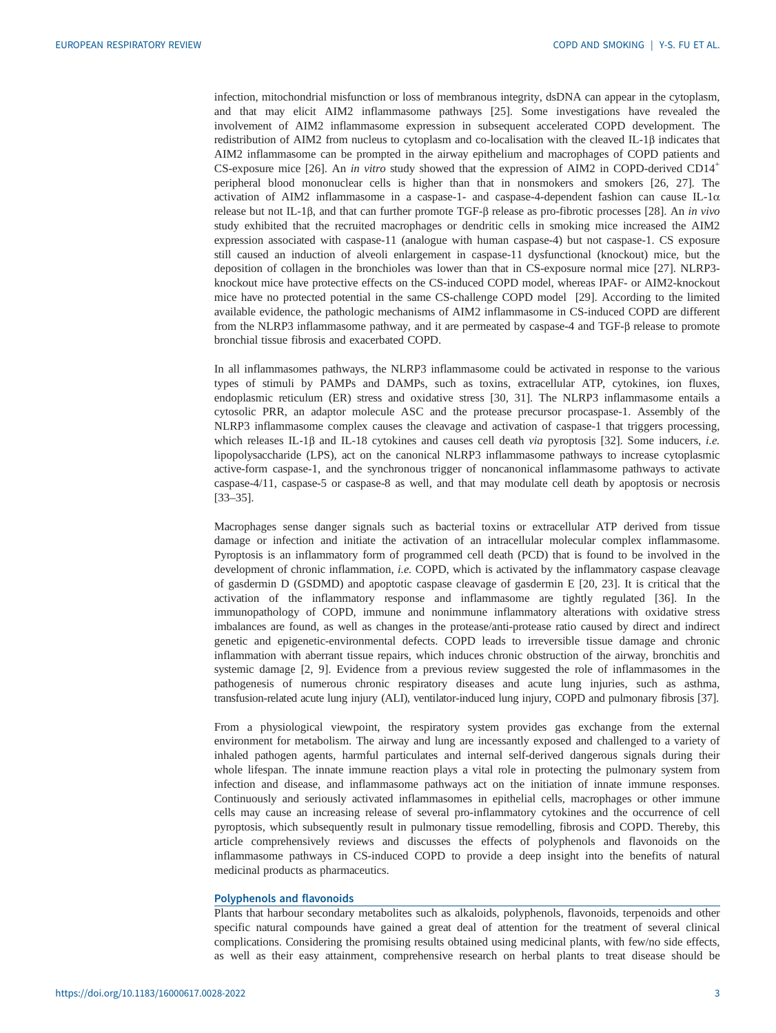infection, mitochondrial misfunction or loss of membranous integrity, dsDNA can appear in the cytoplasm, and that may elicit AIM2 inflammasome pathways [25]. Some investigations have revealed the involvement of AIM2 inflammasome expression in subsequent accelerated COPD development. The redistribution of AIM2 from nucleus to cytoplasm and co-localisation with the cleaved IL-1β indicates that AIM2 inflammasome can be prompted in the airway epithelium and macrophages of COPD patients and CS-exposure mice [26]. An *in vitro* study showed that the expression of AIM2 in COPD-derived $CD14^+$ peripheral blood mononuclear cells is higher than that in nonsmokers and smokers [26, 27]. The activation of AIM2 inflammasome in a caspase-1- and caspase-4-dependent fashion can cause IL-1α release but not IL-1β, and that can further promote TGF-β release as pro-fibrotic processes [28]. An *in vivo* study exhibited that the recruited macrophages or dendritic cells in smoking mice increased the AIM2 expression associated with caspase-11 (analogue with human caspase-4) but not caspase-1. CS exposure still caused an induction of alveoli enlargement in caspase-11 dysfunctional (knockout) mice, but the deposition of collagen in the bronchioles was lower than that in CS-exposure normal mice [27]. NLRP3-knockout mice have protective effects on the CS-induced COPD model, whereas IPAF- or AIM2-knockout mice have no protected potential in the same CS-challenge COPD model [29]. According to the limited available evidence, the pathologic mechanisms of AIM2 inflammasome in CS-induced COPD are different from the NLRP3 inflammasome pathway, and it are permeated by caspase-4 and TGF-β release to promote bronchial tissue fibrosis and exacerbated COPD.

In all inflammasomes pathways, the NLRP3 inflammasome could be activated in response to the various types of stimuli by PAMPs and DAMPs, such as toxins, extracellular ATP, cytokines, ion fluxes, endoplasmic reticulum (ER) stress and oxidative stress [30, 31]. The NLRP3 inflammasome entails a cytosolic PRR, an adaptor molecule ASC and the protease precursor procaspase-1. Assembly of the NLRP3 inflammasome complex causes the cleavage and activation of caspase-1 that triggers processing, which releases IL-1β and IL-18 cytokines and causes cell death *via* pyroptosis [32]. Some inducers, *i.e.* lipopolysaccharide (LPS), act on the canonical NLRP3 inflammasome pathways to increase cytoplasmic active-form caspase-1, and the synchronous trigger of noncanonical inflammasome pathways to activate caspase-4/11, caspase-5 or caspase-8 as well, and that may modulate cell death by apoptosis or necrosis [33–35].

Macrophages sense danger signals such as bacterial toxins or extracellular ATP derived from tissue damage or infection and initiate the activation of an intracellular molecular complex inflammasome. Pyroptosis is an inflammatory form of programmed cell death (PCD) that is found to be involved in the development of chronic inflammation, *i.e.* COPD, which is activated by the inflammatory caspase cleavage of gasdermin D (GSDMD) and apoptotic caspase cleavage of gasdermin E [20, 23]. It is critical that the activation of the inflammatory response and inflammasome are tightly regulated [36]. In the immunopathology of COPD, immune and nonimmune inflammatory alterations with oxidative stress imbalances are found, as well as changes in the protease/anti-protease ratio caused by direct and indirect genetic and epigenetic-environmental defects. COPD leads to irreversible tissue damage and chronic inflammation with aberrant tissue repairs, which induces chronic obstruction of the airway, bronchitis and systemic damage [2, 9]. Evidence from a previous review suggested the role of inflammasomes in the pathogenesis of numerous chronic respiratory diseases and acute lung injuries, such as asthma, transfusion-related acute lung injury (ALI), ventilator-induced lung injury, COPD and pulmonary fibrosis [37].

From a physiological viewpoint, the respiratory system provides gas exchange from the external environment for metabolism. The airway and lung are incessantly exposed and challenged to a variety of inhaled pathogen agents, harmful particulates and internal self-derived dangerous signals during their whole lifespan. The innate immune reaction plays a vital role in protecting the pulmonary system from infection and disease, and inflammasome pathways act on the initiation of innate immune responses. Continuously and seriously activated inflammasomes in epithelial cells, macrophages or other immune cells may cause an increasing release of several pro-inflammatory cytokines and the occurrence of cell pyroptosis, which subsequently result in pulmonary tissue remodelling, fibrosis and COPD. Thereby, this article comprehensively reviews and discusses the effects of polyphenols and flavonoids on the inflammasome pathways in CS-induced COPD to provide a deep insight into the benefits of natural medicinal products as pharmaceutics.

## Polyphenols and flavonoids

Plants that harbour secondary metabolites such as alkaloids, polyphenols, flavonoids, terpenoids and other specific natural compounds have gained a great deal of attention for the treatment of several clinical complications. Considering the promising results obtained using medicinal plants, with few/no side effects, as well as their easy attainment, comprehensive research on herbal plants to treat disease should be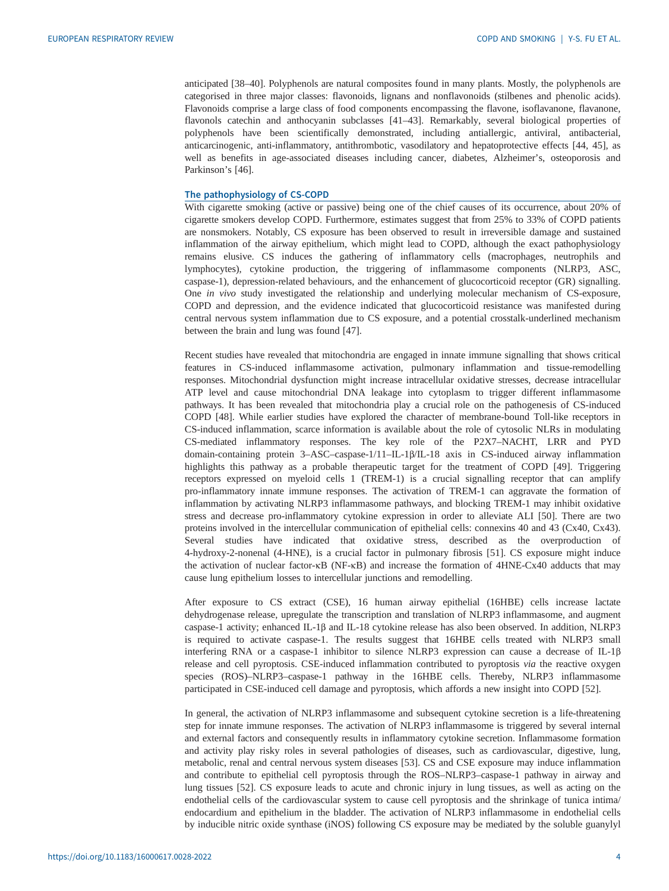anticipated [38–40]. Polyphenols are natural composites found in many plants. Mostly, the polyphenols are categorised in three major classes: flavonoids, lignans and nonflavonoids (stilbenes and phenolic acids). Flavonoids comprise a large class of food components encompassing the flavone, isoflavanone, flavanone, flavonols catechin and anthocyanin subclasses [41–43]. Remarkably, several biological properties of polyphenols have been scientifically demonstrated, including antiallergic, antiviral, antibacterial, anticarcinogenic, anti-inflammatory, antithrombotic, vasodilatory and hepatoprotective effects [44, 45], as well as benefits in age-associated diseases including cancer, diabetes, Alzheimer's, osteoporosis and Parkinson's [46].

## The pathophysiology of CS-COPD

With cigarette smoking (active or passive) being one of the chief causes of its occurrence, about 20% of cigarette smokers develop COPD. Furthermore, estimates suggest that from 25% to 33% of COPD patients are nonsmokers. Notably, CS exposure has been observed to result in irreversible damage and sustained inflammation of the airway epithelium, which might lead to COPD, although the exact pathophysiology remains elusive. CS induces the gathering of inflammatory cells (macrophages, neutrophils and lymphocytes), cytokine production, the triggering of inflammasome components (NLRP3, ASC, caspase-1), depression-related behaviours, and the enhancement of glucocorticoid receptor (GR) signalling. One *in vivo* study investigated the relationship and underlying molecular mechanism of CS-exposure, COPD and depression, and the evidence indicated that glucocorticoid resistance was manifested during central nervous system inflammation due to CS exposure, and a potential crosstalk-underlined mechanism between the brain and lung was found [47].

Recent studies have revealed that mitochondria are engaged in innate immune signalling that shows critical features in CS-induced inflammasome activation, pulmonary inflammation and tissue-remodelling responses. Mitochondrial dysfunction might increase intracellular oxidative stresses, decrease intracellular ATP level and cause mitochondrial DNA leakage into cytoplasm to trigger different inflammasome pathways. It has been revealed that mitochondria play a crucial role on the pathogenesis of CS-induced COPD [48]. While earlier studies have explored the character of membrane-bound Toll-like receptors in CS-induced inflammation, scarce information is available about the role of cytosolic NLRs in modulating CS-mediated inflammatory responses. The key role of the P2X7–NACHT, LRR and PYD domain-containing protein 3–ASC–caspase-1/11–IL-1β/IL-18 axis in CS-induced airway inflammation highlights this pathway as a probable therapeutic target for the treatment of COPD [49]. Triggering receptors expressed on myeloid cells 1 (TREM-1) is a crucial signalling receptor that can amplify pro-inflammatory innate immune responses. The activation of TREM-1 can aggravate the formation of inflammation by activating NLRP3 inflammasome pathways, and blocking TREM-1 may inhibit oxidative stress and decrease pro-inflammatory cytokine expression in order to alleviate ALI [50]. There are two proteins involved in the intercellular communication of epithelial cells: connexins 40 and 43 (Cx40, Cx43). Several studies have indicated that oxidative stress, described as the overproduction of 4-hydroxy-2-nonenal (4-HNE), is a crucial factor in pulmonary fibrosis [51]. CS exposure might induce the activation of nuclear factor-κB (NF-κB) and increase the formation of 4HNE-Cx40 adducts that may cause lung epithelium losses to intercellular junctions and remodelling.

After exposure to CS extract (CSE), 16 human airway epithelial (16HBE) cells increase lactate dehydrogenase release, upregulate the transcription and translation of NLRP3 inflammasome, and augment caspase-1 activity; enhanced IL-1β and IL-18 cytokine release has also been observed. In addition, NLRP3 is required to activate caspase-1. The results suggest that 16HBE cells treated with NLRP3 small interfering RNA or a caspase-1 inhibitor to silence NLRP3 expression can cause a decrease of IL-1β release and cell pyroptosis. CSE-induced inflammation contributed to pyroptosis *via* the reactive oxygen species (ROS)–NLRP3–caspase-1 pathway in the 16HBE cells. Thereby, NLRP3 inflammasome participated in CSE-induced cell damage and pyroptosis, which affords a new insight into COPD [52].

In general, the activation of NLRP3 inflammasome and subsequent cytokine secretion is a life-threatening step for innate immune responses. The activation of NLRP3 inflammasome is triggered by several internal and external factors and consequently results in inflammatory cytokine secretion. Inflammasome formation and activity play risky roles in several pathologies of diseases, such as cardiovascular, digestive, lung, metabolic, renal and central nervous system diseases [53]. CS and CSE exposure may induce inflammation and contribute to epithelial cell pyroptosis through the ROS–NLRP3–caspase-1 pathway in airway and lung tissues [52]. CS exposure leads to acute and chronic injury in lung tissues, as well as acting on the endothelial cells of the cardiovascular system to cause cell pyroptosis and the shrinkage of tunica intima/endocardium and epithelium in the bladder. The activation of NLRP3 inflammasome in endothelial cells by inducible nitric oxide synthase (iNOS) following CS exposure may be mediated by the soluble guanylyl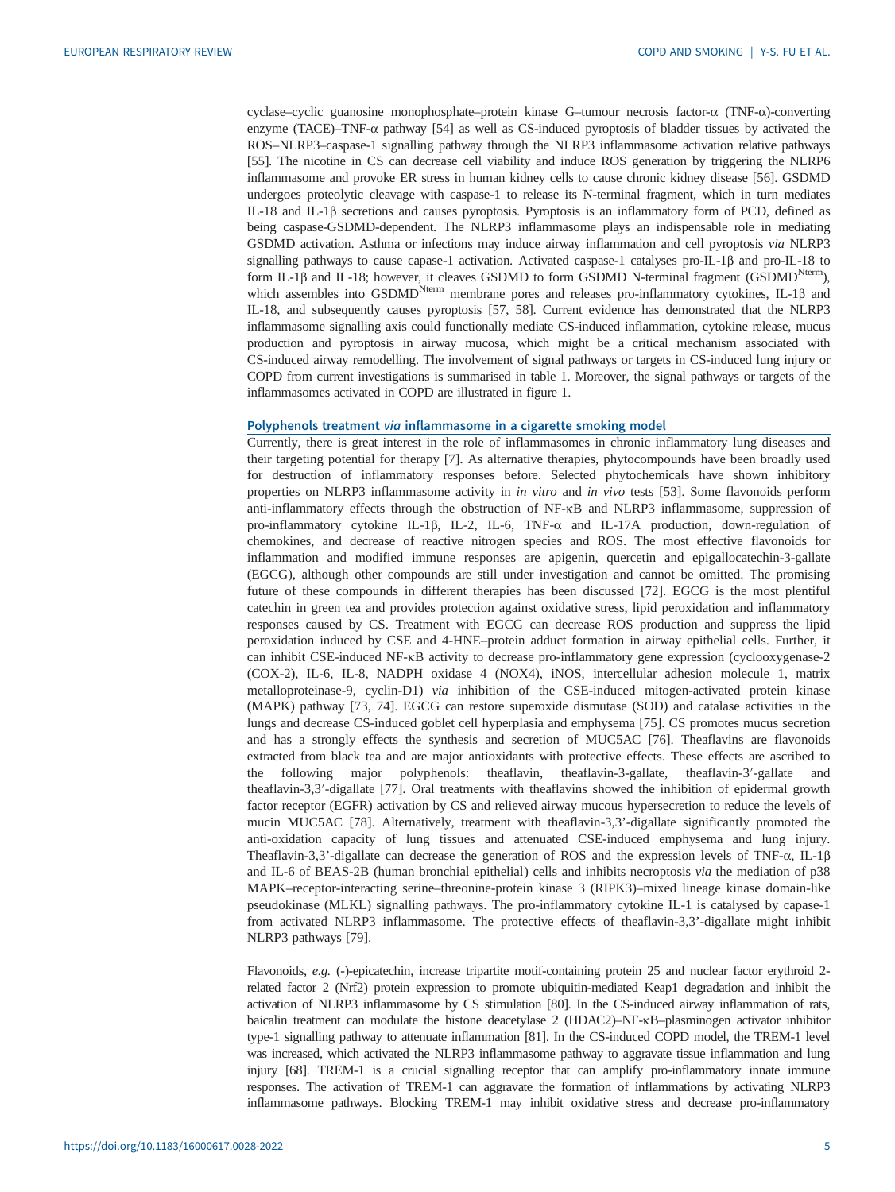cyclase–cyclic guanosine monophosphate–protein kinase G–tumour necrosis factor-α (TNF-α)-converting enzyme (TACE)–TNF-α pathway [54] as well as CS-induced pyroptosis of bladder tissues by activated the ROS–NLRP3–caspase-1 signalling pathway through the NLRP3 inflammasome activation relative pathways [55]. The nicotine in CS can decrease cell viability and induce ROS generation by triggering the NLRP6 inflammasome and provoke ER stress in human kidney cells to cause chronic kidney disease [56]. GSDMD undergoes proteolytic cleavage with caspase-1 to release its N-terminal fragment, which in turn mediates IL-18 and IL-1β secretions and causes pyroptosis. Pyroptosis is an inflammatory form of PCD, defined as being caspase-GSDMD-dependent. The NLRP3 inflammasome plays an indispensable role in mediating GSDMD activation. Asthma or infections may induce airway inflammation and cell pyroptosis *via* NLRP3 signalling pathways to cause capase-1 activation. Activated caspase-1 catalyses pro-IL-1β and pro-IL-18 to form IL-1β and IL-18; however, it cleaves GSDMD to form GSDMD N-terminal fragment ($GSDMD^{Nterm}$), which assembles into $GSDMD^{Nterm}$ membrane pores and releases pro-inflammatory cytokines, IL-1β and IL-18, and subsequently causes pyroptosis [57, 58]. Current evidence has demonstrated that the NLRP3 inflammasome signalling axis could functionally mediate CS-induced inflammation, cytokine release, mucus production and pyroptosis in airway mucosa, which might be a critical mechanism associated with CS-induced airway remodelling. The involvement of signal pathways or targets in CS-induced lung injury or COPD from current investigations is summarised in table 1. Moreover, the signal pathways or targets of the inflammasomes activated in COPD are illustrated in figure 1.

## Polyphenols treatment *via* inflammasome in a cigarette smoking model

Currently, there is great interest in the role of inflammasomes in chronic inflammatory lung diseases and their targeting potential for therapy [7]. As alternative therapies, phytocompounds have been broadly used for destruction of inflammatory responses before. Selected phytochemicals have shown inhibitory properties on NLRP3 inflammasome activity in *in vitro* and *in vivo* tests [53]. Some flavonoids perform anti-inflammatory effects through the obstruction of NF-κB and NLRP3 inflammasome, suppression of pro-inflammatory cytokine IL-1β, IL-2, IL-6, TNF-α and IL-17A production, down-regulation of chemokines, and decrease of reactive nitrogen species and ROS. The most effective flavonoids for inflammation and modified immune responses are apigenin, quercetin and epigallocatechin-3-gallate (EGCG), although other compounds are still under investigation and cannot be omitted. The promising future of these compounds in different therapies has been discussed [72]. EGCG is the most plentiful catechin in green tea and provides protection against oxidative stress, lipid peroxidation and inflammatory responses caused by CS. Treatment with EGCG can decrease ROS production and suppress the lipid peroxidation induced by CSE and 4-HNE–protein adduct formation in airway epithelial cells. Further, it can inhibit CSE-induced NF-κB activity to decrease pro-inflammatory gene expression (cyclooxygenase-2 (COX-2), IL-6, IL-8, NADPH oxidase 4 (NOX4), iNOS, intercellular adhesion molecule 1, matrix metalloproteinase-9, cyclin-D1) *via* inhibition of the CSE-induced mitogen-activated protein kinase (MAPK) pathway [73, 74]. EGCG can restore superoxide dismutase (SOD) and catalase activities in the lungs and decrease CS-induced goblet cell hyperplasia and emphysema [75]. CS promotes mucus secretion and has a strongly effects the synthesis and secretion of MUC5AC [76]. Theaflavins are flavonoids extracted from black tea and are major antioxidants with protective effects. These effects are ascribed to the following major polyphenols: theaflavin, theaflavin-3-gallate, theaflavin-3′-gallate and theaflavin-3,3′-digallate [77]. Oral treatments with theaflavins showed the inhibition of epidermal growth factor receptor (EGFR) activation by CS and relieved airway mucous hypersecretion to reduce the levels of mucin MUC5AC [78]. Alternatively, treatment with theaflavin-3,3’-digallate significantly promoted the anti-oxidation capacity of lung tissues and attenuated CSE-induced emphysema and lung injury. Theaflavin-3,3’-digallate can decrease the generation of ROS and the expression levels of TNF-α, IL-1β and IL-6 of BEAS-2B (human bronchial epithelial) cells and inhibits necroptosis *via* the mediation of p38 MAPK–receptor-interacting serine–threonine-protein kinase 3 (RIPK3)–mixed lineage kinase domain-like pseudokinase (MLKL) signalling pathways. The pro-inflammatory cytokine IL-1 is catalysed by capase-1 from activated NLRP3 inflammasome. The protective effects of theaflavin-3,3’-digallate might inhibit NLRP3 pathways [79].

Flavonoids, *e.g.* (-)-epicatechin, increase tripartite motif-containing protein 25 and nuclear factor erythroid 2-related factor 2 (Nrf2) protein expression to promote ubiquitin-mediated Keap1 degradation and inhibit the activation of NLRP3 inflammasome by CS stimulation [80]. In the CS-induced airway inflammation of rats, baicalin treatment can modulate the histone deacetylase 2 (HDAC2)–NF-κB–plasminogen activator inhibitor type-1 signalling pathway to attenuate inflammation [81]. In the CS-induced COPD model, the TREM-1 level was increased, which activated the NLRP3 inflammasome pathway to aggravate tissue inflammation and lung injury [68]. TREM-1 is a crucial signalling receptor that can amplify pro-inflammatory innate immune responses. The activation of TREM-1 can aggravate the formation of inflammations by activating NLRP3 inflammasome pathways. Blocking TREM-1 may inhibit oxidative stress and decrease pro-inflammatory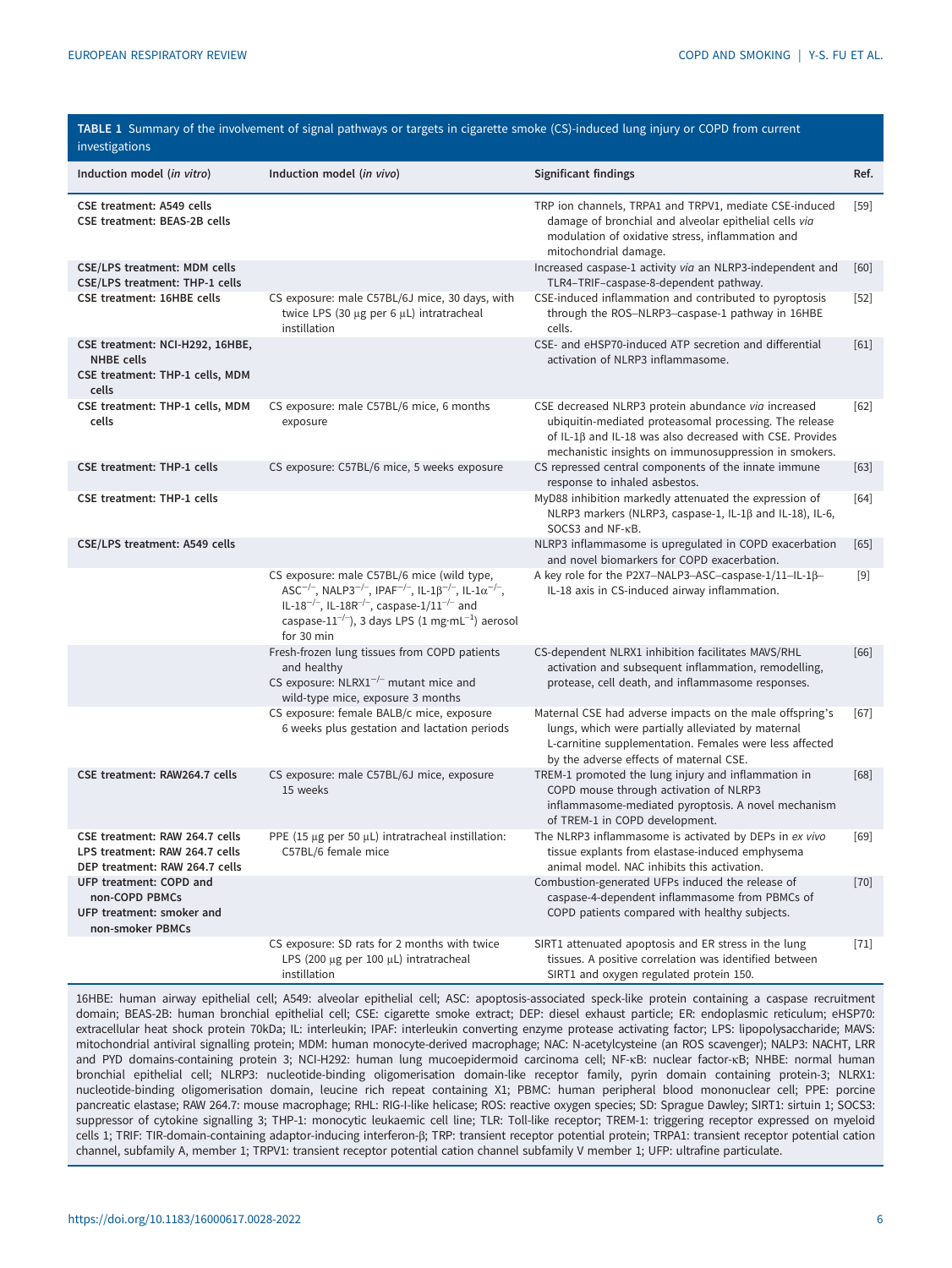**TABLE 1** Summary of the involvement of signal pathways or targets in cigarette smoke (CS)-induced lung injury or COPD from current investigations

| Induction model (*in vitro*) | Induction model (*in vivo*) | Significant findings | Ref. |
|---|---|---|---|
| **CSE treatment: A549 cells**<br>**CSE treatment: BEAS-2B cells** | | TRP ion channels, TRPA1 and TRPV1, mediate CSE-induced damage of bronchial and alveolar epithelial cells *via* modulation of oxidative stress, inflammation and mitochondrial damage. | [59] |
| **CSE/LPS treatment: MDM cells**<br>**CSE/LPS treatment: THP-1 cells** | | Increased caspase-1 activity *via* an NLRP3-independent and TLR4–TRIF–caspase-8-dependent pathway. | [60] |
| **CSE treatment: 16HBE cells** | CS exposure: male C57BL/6J mice, 30 days, with twice LPS (30 µg per 6 µL) intratracheal instillation | CSE-induced inflammation and contributed to pyroptosis through the ROS–NLRP3–caspase-1 pathway in 16HBE cells. | [52] |
| **CSE treatment: NCI-H292, 16HBE, NHBE cells**<br>**CSE treatment: THP-1 cells, MDM cells** | | CSE- and eHSP70-induced ATP secretion and differential activation of NLRP3 inflammasome. | [61] |
| **CSE treatment: THP-1 cells, MDM cells** | CS exposure: male C57BL/6 mice, 6 months exposure | CSE decreased NLRP3 protein abundance *via* increased ubiquitin-mediated proteasomal processing. The release of IL-1β and IL-18 was also decreased with CSE. Provides mechanistic insights on immunosuppression in smokers. | [62] |
| **CSE treatment: THP-1 cells** | CS exposure: C57BL/6 mice, 5 weeks exposure | CS repressed central components of the innate immune response to inhaled asbestos. | [63] |
| **CSE treatment: THP-1 cells** | | MyD88 inhibition markedly attenuated the expression of NLRP3 markers (NLRP3, caspase-1, IL-1β and IL-18), IL-6, SOCS3 and NF-κB. | [64] |
| **CSE/LPS treatment: A549 cells** | | NLRP3 inflammasome is upregulated in COPD exacerbation and novel biomarkers for COPD exacerbation. | [65] |
| | CS exposure: male C57BL/6 mice (wild type, $ASC^{-/-}$, $NALP3^{-/-}$, $IPAF^{-/-}$, IL-$1\beta^{-/-}$, IL-$1\alpha^{-/-}$, IL-$18^{-/-}$, IL-$18R^{-/-}$, caspase-$1/11^{-/-}$ and caspase-$11^{-/-}$), 3 days LPS (1 mg·mL$^{-1}$) aerosol for 30 min | A key role for the P2X7–NALP3–ASC–caspase-1/11–IL-1β–IL-18 axis in CS-induced airway inflammation. | [9] |
| | Fresh-frozen lung tissues from COPD patients and healthy<br>CS exposure: $NLRX1^{-/-}$ mutant mice and wild-type mice, exposure 3 months | CS-dependent NLRX1 inhibition facilitates MAVS/RHL activation and subsequent inflammation, remodelling, protease, cell death, and inflammasome responses. | [66] |
| | CS exposure: female BALB/c mice, exposure 6 weeks plus gestation and lactation periods | Maternal CSE had adverse impacts on the male offspring's lungs, which were partially alleviated by maternal L-carnitine supplementation. Females were less affected by the adverse effects of maternal CSE. | [67] |
| **CSE treatment: RAW264.7 cells** | CS exposure: male C57BL/6J mice, exposure 15 weeks | TREM-1 promoted the lung injury and inflammation in COPD mouse through activation of NLRP3 inflammasome-mediated pyroptosis. A novel mechanism of TREM-1 in COPD development. | [68] |
| **CSE treatment: RAW 264.7 cells**<br>**LPS treatment: RAW 264.7 cells**<br>**DEP treatment: RAW 264.7 cells** | PPE (15 µg per 50 µL) intratracheal instillation: C57BL/6 female mice | The NLRP3 inflammasome is activated by DEPs in *ex vivo* tissue explants from elastase-induced emphysema animal model. NAC inhibits this activation. | [69] |
| **UFP treatment: COPD and non-COPD PBMCs**<br>**UFP treatment: smoker and non-smoker PBMCs** | | Combustion-generated UFPs induced the release of caspase-4-dependent inflammasome from PBMCs of COPD patients compared with healthy subjects. | [70] |
| | CS exposure: SD rats for 2 months with twice LPS (200 µg per 100 µL) intratracheal instillation | SIRT1 attenuated apoptosis and ER stress in the lung tissues. A positive correlation was identified between SIRT1 and oxygen regulated protein 150. | [71] |

16HBE: human airway epithelial cell; A549: alveolar epithelial cell; ASC: apoptosis-associated speck-like protein containing a caspase recruitment domain; BEAS-2B: human bronchial epithelial cell; CSE: cigarette smoke extract; DEP: diesel exhaust particle; ER: endoplasmic reticulum; eHSP70: extracellular heat shock protein 70kDa; IL: interleukin; IPAF: interleukin converting enzyme protease activating factor; LPS: lipopolysaccharide; MAVS: mitochondrial antiviral signalling protein; MDM: human monocyte-derived macrophage; NAC: N-acetylcysteine (an ROS scavenger); NALP3: NACHT, LRR and PYD domains-containing protein 3; NCI-H292: human lung mucoepidermoid carcinoma cell; NF-κB: nuclear factor-κB; NHBE: normal human bronchial epithelial cell; NLRP3: nucleotide-binding oligomerisation domain-like receptor family, pyrin domain containing protein-3; NLRX1: nucleotide-binding oligomerisation domain, leucine rich repeat containing X1; PBMC: human peripheral blood mononuclear cell; PPE: porcine pancreatic elastase; RAW 264.7: mouse macrophage; RHL: RIG-I-like helicase; ROS: reactive oxygen species; SD: Sprague Dawley; SIRT1: sirtuin 1; SOCS3: suppressor of cytokine signalling 3; THP-1: monocytic leukaemic cell line; TLR: Toll-like receptor; TREM-1: triggering receptor expressed on myeloid cells 1; TRIF: TIR-domain-containing adaptor-inducing interferon-β; TRP: transient receptor potential protein; TRPA1: transient receptor potential cation channel, subfamily A, member 1; TRPV1: transient receptor potential cation channel subfamily V member 1; UFP: ultrafine particulate.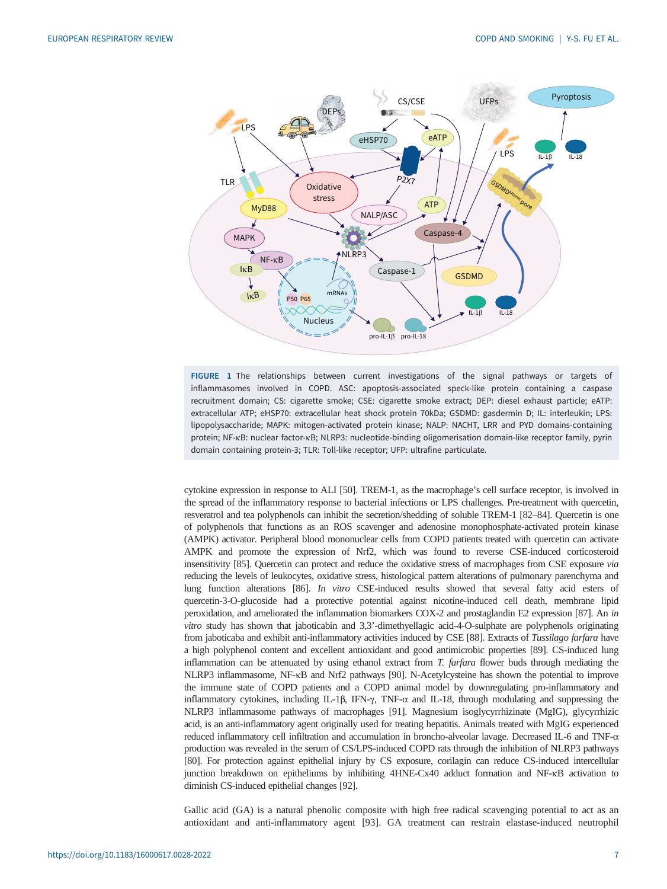FIGURE 1 The relationships between current investigations of the signal pathways or targets of inflammasomes involved in COPD. ASC: apoptosis-associated speck-like protein containing a caspase recruitment domain; CS: cigarette smoke; CSE: cigarette smoke extract; DEP: diesel exhaust particle; eATP: extracellular ATP; eHSP70: extracellular heat shock protein 70kDa; GSDMD: gasdermin D; IL: interleukin; LPS: lipopolysaccharide; MAPK: mitogen-activated protein kinase; NALP: NACHT, LRR and PYD domains-containing protein; NF-κB: nuclear factor-κB; NLRP3: nucleotide-binding oligomerisation domain-like receptor family, pyrin domain containing protein-3; TLR: Toll-like receptor; UFP: ultrafine particulate.

cytokine expression in response to ALI [50]. TREM-1, as the macrophage's cell surface receptor, is involved in the spread of the inflammatory response to bacterial infections or LPS challenges. Pre-treatment with quercetin, resveratrol and tea polyphenols can inhibit the secretion/shedding of soluble TREM-1 [82–84]. Quercetin is one of polyphenols that functions as an ROS scavenger and adenosine monophosphate-activated protein kinase (AMPK) activator. Peripheral blood mononuclear cells from COPD patients treated with quercetin can activate AMPK and promote the expression of Nrf2, which was found to reverse CSE-induced corticosteroid insensitivity [85]. Quercetin can protect and reduce the oxidative stress of macrophages from CSE exposure *via* reducing the levels of leukocytes, oxidative stress, histological pattern alterations of pulmonary parenchyma and lung function alterations [86]. *In vitro* CSE-induced results showed that several fatty acid esters of quercetin-3-O-glucoside had a protective potential against nicotine-induced cell death, membrane lipid peroxidation, and ameliorated the inflammation biomarkers COX-2 and prostaglandin E2 expression [87]. An *in vitro* study has shown that jaboticabin and 3,3'-dimethyellagic acid-4-O-sulphate are polyphenols originating from jaboticaba and exhibit anti-inflammatory activities induced by CSE [88]. Extracts of *Tussilago farfara* have a high polyphenol content and excellent antioxidant and good antimicrobic properties [89]. CS-induced lung inflammation can be attenuated by using ethanol extract from *T. farfara* flower buds through mediating the NLRP3 inflammasome, NF-κB and Nrf2 pathways [90]. N-Acetylcysteine has shown the potential to improve the immune state of COPD patients and a COPD animal model by downregulating pro-inflammatory and inflammatory cytokines, including IL-1β, IFN-γ, TNF-α and IL-18, through modulating and suppressing the NLRP3 inflammasome pathways of macrophages [91]. Magnesium isoglycyrrhizinate (MgIG), glycyrrhizic acid, is an anti-inflammatory agent originally used for treating hepatitis. Animals treated with MgIG experienced reduced inflammatory cell infiltration and accumulation in broncho-alveolar lavage. Decreased IL-6 and TNF-α production was revealed in the serum of CS/LPS-induced COPD rats through the inhibition of NLRP3 pathways [80]. For protection against epithelial injury by CS exposure, corilagin can reduce CS-induced intercellular junction breakdown on epitheliums by inhibiting 4HNE-Cx40 adduct formation and NF-κB activation to diminish CS-induced epithelial changes [92].

Gallic acid (GA) is a natural phenolic composite with high free radical scavenging potential to act as an antioxidant and anti-inflammatory agent [93]. GA treatment can restrain elastase-induced neutrophil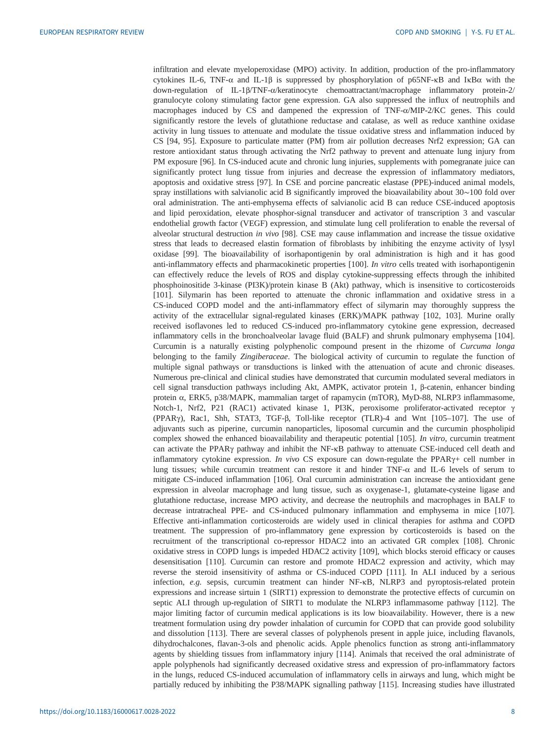infiltration and elevate myeloperoxidase (MPO) activity. In addition, production of the pro-inflammatory cytokines IL-6, TNF-α and IL-1β is suppressed by phosphorylation of p65NF-κB and IκBα with the down-regulation of IL-1β/TNF-α/keratinocyte chemoattractant/macrophage inflammatory protein-2/granulocyte colony stimulating factor gene expression. GA also suppressed the influx of neutrophils and macrophages induced by CS and dampened the expression of TNF-α/MIP-2/KC genes. This could significantly restore the levels of glutathione reductase and catalase, as well as reduce xanthine oxidase activity in lung tissues to attenuate and modulate the tissue oxidative stress and inflammation induced by CS [94, 95]. Exposure to particulate matter (PM) from air pollution decreases Nrf2 expression; GA can restore antioxidant status through activating the Nrf2 pathway to prevent and attenuate lung injury from PM exposure [96]. In CS-induced acute and chronic lung injuries, supplements with pomegranate juice can significantly protect lung tissue from injuries and decrease the expression of inflammatory mediators, apoptosis and oxidative stress [97]. In CSE and porcine pancreatic elastase (PPE)-induced animal models, spray instillations with salvianolic acid B significantly improved the bioavailability about 30∼100 fold over oral administration. The anti-emphysema effects of salvianolic acid B can reduce CSE-induced apoptosis and lipid peroxidation, elevate phosphor-signal transducer and activator of transcription 3 and vascular endothelial growth factor (VEGF) expression, and stimulate lung cell proliferation to enable the reversal of alveolar structural destruction *in vivo* [98]. CSE may cause inflammation and increase the tissue oxidative stress that leads to decreased elastin formation of fibroblasts by inhibiting the enzyme activity of lysyl oxidase [99]. The bioavailability of isorhapontigenin by oral administration is high and it has good anti-inflammatory effects and pharmacokinetic properties [100]. *In vitro* cells treated with isorhapontigenin can effectively reduce the levels of ROS and display cytokine-suppressing effects through the inhibited phosphoinositide 3-kinase (PI3K)/protein kinase B (Akt) pathway, which is insensitive to corticosteroids [101]. Silymarin has been reported to attenuate the chronic inflammation and oxidative stress in a CS-induced COPD model and the anti-inflammatory effect of silymarin may thoroughly suppress the activity of the extracellular signal-regulated kinases (ERK)/MAPK pathway [102, 103]. Murine orally received isoflavones led to reduced CS-induced pro-inflammatory cytokine gene expression, decreased inflammatory cells in the bronchoalveolar lavage fluid (BALF) and shrunk pulmonary emphysema [104]. Curcumin is a naturally existing polyphenolic compound present in the rhizome of *Curcuma longa* belonging to the family *Zingiberaceae*. The biological activity of curcumin to regulate the function of multiple signal pathways or transductions is linked with the attenuation of acute and chronic diseases. Numerous pre-clinical and clinical studies have demonstrated that curcumin modulated several mediators in cell signal transduction pathways including Akt, AMPK, activator protein 1, β-catenin, enhancer binding protein α, ERK5, p38/MAPK, mammalian target of rapamycin (mTOR), MyD-88, NLRP3 inflammasome, Notch-1, Nrf2, P21 (RAC1) activated kinase 1, PI3K, peroxisome proliferator-activated receptor γ (PPARγ), Rac1, Shh, STAT3, TGF-β, Toll-like receptor (TLR)-4 and Wnt [105–107]. The use of adjuvants such as piperine, curcumin nanoparticles, liposomal curcumin and the curcumin phospholipid complex showed the enhanced bioavailability and therapeutic potential [105]. *In vitro*, curcumin treatment can activate the PPARγ pathway and inhibit the NF-κB pathway to attenuate CSE-induced cell death and inflammatory cytokine expression. *In vivo* CS exposure can down-regulate the PPARγ+ cell number in lung tissues; while curcumin treatment can restore it and hinder TNF-α and IL-6 levels of serum to mitigate CS-induced inflammation [106]. Oral curcumin administration can increase the antioxidant gene expression in alveolar macrophage and lung tissue, such as oxygenase-1, glutamate-cysteine ligase and glutathione reductase, increase MPO activity, and decrease the neutrophils and macrophages in BALF to decrease intratracheal PPE- and CS-induced pulmonary inflammation and emphysema in mice [107]. Effective anti-inflammation corticosteroids are widely used in clinical therapies for asthma and COPD treatment. The suppression of pro-inflammatory gene expression by corticosteroids is based on the recruitment of the transcriptional co-repressor HDAC2 into an activated GR complex [108]. Chronic oxidative stress in COPD lungs is impeded HDAC2 activity [109], which blocks steroid efficacy or causes desensitisation [110]. Curcumin can restore and promote HDAC2 expression and activity, which may reverse the steroid insensitivity of asthma or CS-induced COPD [111]. In ALI induced by a serious infection, *e.g.* sepsis, curcumin treatment can hinder NF-κB, NLRP3 and pyroptosis-related protein expressions and increase sirtuin 1 (SIRT1) expression to demonstrate the protective effects of curcumin on septic ALI through up-regulation of SIRT1 to modulate the NLRP3 inflammasome pathway [112]. The major limiting factor of curcumin medical applications is its low bioavailability. However, there is a new treatment formulation using dry powder inhalation of curcumin for COPD that can provide good solubility and dissolution [113]. There are several classes of polyphenols present in apple juice, including flavanols, dihydrochalcones, flavan-3-ols and phenolic acids. Apple phenolics function as strong anti-inflammatory agents by shielding tissues from inflammatory injury [114]. Animals that received the oral administrate of apple polyphenols had significantly decreased oxidative stress and expression of pro-inflammatory factors in the lungs, reduced CS-induced accumulation of inflammatory cells in airways and lung, which might be partially reduced by inhibiting the P38/MAPK signalling pathway [115]. Increasing studies have illustrated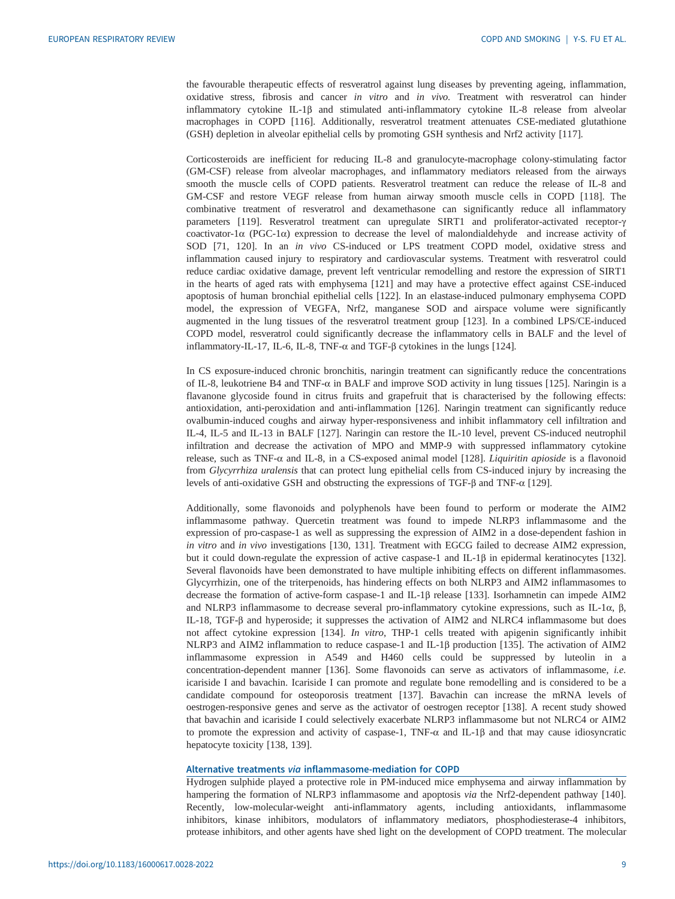the favourable therapeutic effects of resveratrol against lung diseases by preventing ageing, inflammation, oxidative stress, fibrosis and cancer *in vitro* and *in vivo*. Treatment with resveratrol can hinder inflammatory cytokine IL-1β and stimulated anti-inflammatory cytokine IL-8 release from alveolar macrophages in COPD [116]. Additionally, resveratrol treatment attenuates CSE-mediated glutathione (GSH) depletion in alveolar epithelial cells by promoting GSH synthesis and Nrf2 activity [117].

Corticosteroids are inefficient for reducing IL-8 and granulocyte-macrophage colony-stimulating factor (GM-CSF) release from alveolar macrophages, and inflammatory mediators released from the airways smooth the muscle cells of COPD patients. Resveratrol treatment can reduce the release of IL-8 and GM-CSF and restore VEGF release from human airway smooth muscle cells in COPD [118]. The combinative treatment of resveratrol and dexamethasone can significantly reduce all inflammatory parameters [119]. Resveratrol treatment can upregulate SIRT1 and proliferator-activated receptor-γ coactivator-1α (PGC-1α) expression to decrease the level of malondialdehyde and increase activity of SOD [71, 120]. In an *in vivo* CS-induced or LPS treatment COPD model, oxidative stress and inflammation caused injury to respiratory and cardiovascular systems. Treatment with resveratrol could reduce cardiac oxidative damage, prevent left ventricular remodelling and restore the expression of SIRT1 in the hearts of aged rats with emphysema [121] and may have a protective effect against CSE-induced apoptosis of human bronchial epithelial cells [122]. In an elastase-induced pulmonary emphysema COPD model, the expression of VEGFA, Nrf2, manganese SOD and airspace volume were significantly augmented in the lung tissues of the resveratrol treatment group [123]. In a combined LPS/CE-induced COPD model, resveratrol could significantly decrease the inflammatory cells in BALF and the level of inflammatory-IL-17, IL-6, IL-8, TNF-α and TGF-β cytokines in the lungs [124].

In CS exposure-induced chronic bronchitis, naringin treatment can significantly reduce the concentrations of IL-8, leukotriene B4 and TNF-α in BALF and improve SOD activity in lung tissues [125]. Naringin is a flavanone glycoside found in citrus fruits and grapefruit that is characterised by the following effects: antioxidation, anti-peroxidation and anti-inflammation [126]. Naringin treatment can significantly reduce ovalbumin-induced coughs and airway hyper-responsiveness and inhibit inflammatory cell infiltration and IL-4, IL-5 and IL-13 in BALF [127]. Naringin can restore the IL-10 level, prevent CS-induced neutrophil infiltration and decrease the activation of MPO and MMP-9 with suppressed inflammatory cytokine release, such as TNF-α and IL-8, in a CS-exposed animal model [128]. *Liquiritin apioside* is a flavonoid from *Glycyrrhiza uralensis* that can protect lung epithelial cells from CS-induced injury by increasing the levels of anti-oxidative GSH and obstructing the expressions of TGF-β and TNF-α [129].

Additionally, some flavonoids and polyphenols have been found to perform or moderate the AIM2 inflammasome pathway. Quercetin treatment was found to impede NLRP3 inflammasome and the expression of pro-caspase-1 as well as suppressing the expression of AIM2 in a dose-dependent fashion in *in vitro* and *in vivo* investigations [130, 131]. Treatment with EGCG failed to decrease AIM2 expression, but it could down-regulate the expression of active caspase-1 and IL-1β in epidermal keratinocytes [132]. Several flavonoids have been demonstrated to have multiple inhibiting effects on different inflammasomes. Glycyrrhizin, one of the triterpenoids, has hindering effects on both NLRP3 and AIM2 inflammasomes to decrease the formation of active-form caspase-1 and IL-1β release [133]. Isorhamnetin can impede AIM2 and NLRP3 inflammasome to decrease several pro-inflammatory cytokine expressions, such as IL-1α, β, IL-18, TGF-β and hyperoside; it suppresses the activation of AIM2 and NLRC4 inflammasome but does not affect cytokine expression [134]. *In vitro*, THP-1 cells treated with apigenin significantly inhibit NLRP3 and AIM2 inflammation to reduce caspase-1 and IL-1β production [135]. The activation of AIM2 inflammasome expression in A549 and H460 cells could be suppressed by luteolin in a concentration-dependent manner [136]. Some flavonoids can serve as activators of inflammasome, *i.e.* icariside I and bavachin. Icariside I can promote and regulate bone remodelling and is considered to be a candidate compound for osteoporosis treatment [137]. Bavachin can increase the mRNA levels of oestrogen-responsive genes and serve as the activator of oestrogen receptor [138]. A recent study showed that bavachin and icariside I could selectively exacerbate NLRP3 inflammasome but not NLRC4 or AIM2 to promote the expression and activity of caspase-1, TNF-α and IL-1β and that may cause idiosyncratic hepatocyte toxicity [138, 139].

### Alternative treatments *via* inflammasome-mediation for COPD

Hydrogen sulphide played a protective role in PM-induced mice emphysema and airway inflammation by hampering the formation of NLRP3 inflammasome and apoptosis *via* the Nrf2-dependent pathway [140]. Recently, low-molecular-weight anti-inflammatory agents, including antioxidants, inflammasome inhibitors, kinase inhibitors, modulators of inflammatory mediators, phosphodiesterase-4 inhibitors, protease inhibitors, and other agents have shed light on the development of COPD treatment. The molecular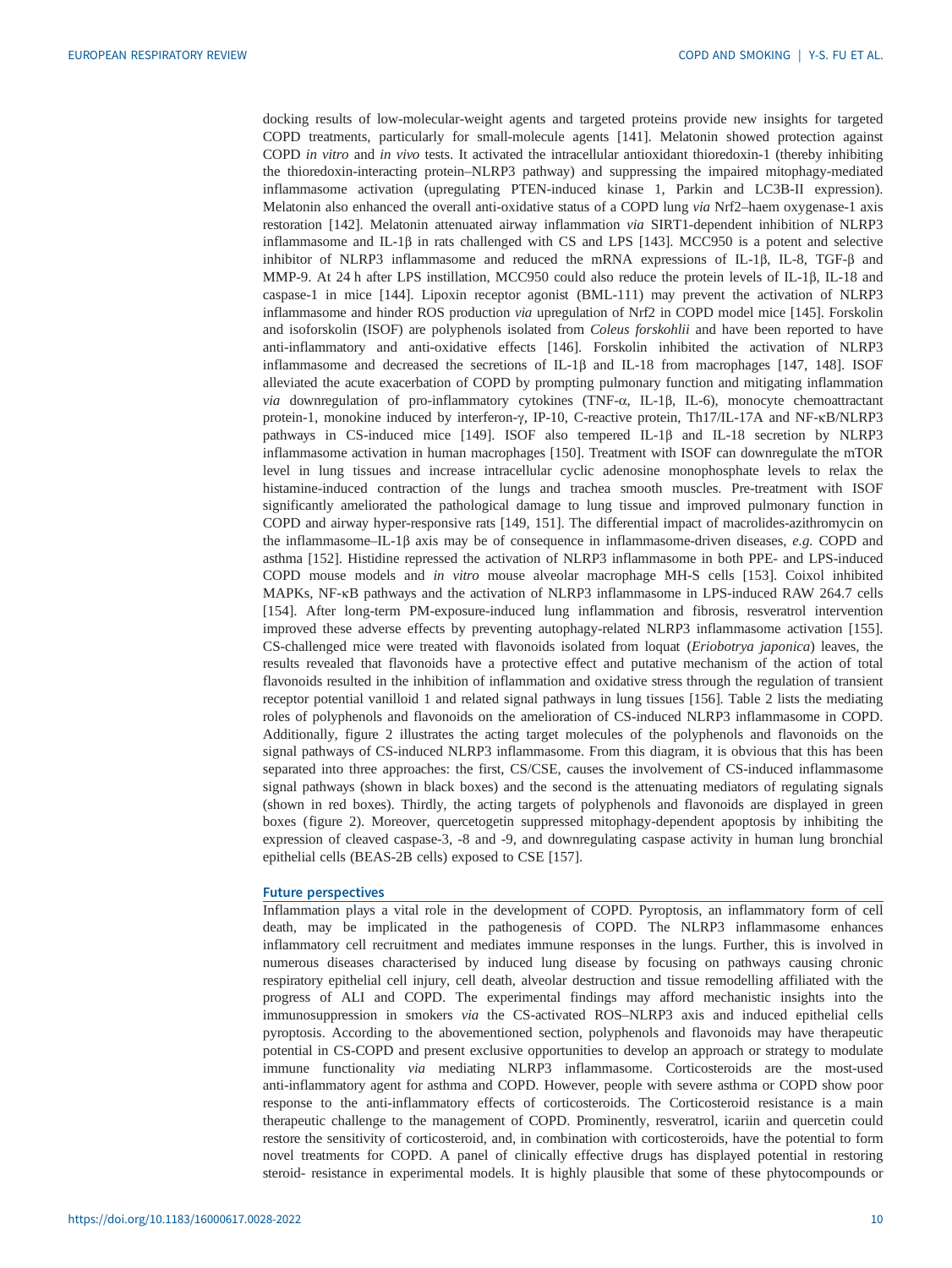docking results of low-molecular-weight agents and targeted proteins provide new insights for targeted COPD treatments, particularly for small-molecule agents [141]. Melatonin showed protection against COPD *in vitro* and *in vivo* tests. It activated the intracellular antioxidant thioredoxin-1 (thereby inhibiting the thioredoxin-interacting protein–NLRP3 pathway) and suppressing the impaired mitophagy-mediated inflammasome activation (upregulating PTEN-induced kinase 1, Parkin and LC3B-II expression). Melatonin also enhanced the overall anti-oxidative status of a COPD lung *via* Nrf2–haem oxygenase-1 axis restoration [142]. Melatonin attenuated airway inflammation *via* SIRT1-dependent inhibition of NLRP3 inflammasome and IL-1β in rats challenged with CS and LPS [143]. MCC950 is a potent and selective inhibitor of NLRP3 inflammasome and reduced the mRNA expressions of IL-1β, IL-8, TGF-β and MMP-9. At 24 h after LPS instillation, MCC950 could also reduce the protein levels of IL-1β, IL-18 and caspase-1 in mice [144]. Lipoxin receptor agonist (BML-111) may prevent the activation of NLRP3 inflammasome and hinder ROS production *via* upregulation of Nrf2 in COPD model mice [145]. Forskolin and isoforskolin (ISOF) are polyphenols isolated from *Coleus forskohlii* and have been reported to have anti-inflammatory and anti-oxidative effects [146]. Forskolin inhibited the activation of NLRP3 inflammasome and decreased the secretions of IL-1β and IL-18 from macrophages [147, 148]. ISOF alleviated the acute exacerbation of COPD by prompting pulmonary function and mitigating inflammation *via* downregulation of pro-inflammatory cytokines (TNF-α, IL-1β, IL-6), monocyte chemoattractant protein-1, monokine induced by interferon-γ, IP-10, C-reactive protein, Th17/IL-17A and NF-κB/NLRP3 pathways in CS-induced mice [149]. ISOF also tempered IL-1β and IL-18 secretion by NLRP3 inflammasome activation in human macrophages [150]. Treatment with ISOF can downregulate the mTOR level in lung tissues and increase intracellular cyclic adenosine monophosphate levels to relax the histamine-induced contraction of the lungs and trachea smooth muscles. Pre-treatment with ISOF significantly ameliorated the pathological damage to lung tissue and improved pulmonary function in COPD and airway hyper-responsive rats [149, 151]. The differential impact of macrolides-azithromycin on the inflammasome–IL-1β axis may be of consequence in inflammasome-driven diseases, *e.g.* COPD and asthma [152]. Histidine repressed the activation of NLRP3 inflammasome in both PPE- and LPS-induced COPD mouse models and *in vitro* mouse alveolar macrophage MH-S cells [153]. Coixol inhibited MAPKs, NF-κB pathways and the activation of NLRP3 inflammasome in LPS-induced RAW 264.7 cells [154]. After long-term PM-exposure-induced lung inflammation and fibrosis, resveratrol intervention improved these adverse effects by preventing autophagy-related NLRP3 inflammasome activation [155]. CS-challenged mice were treated with flavonoids isolated from loquat (*Eriobotrya japonica*) leaves, the results revealed that flavonoids have a protective effect and putative mechanism of the action of total flavonoids resulted in the inhibition of inflammation and oxidative stress through the regulation of transient receptor potential vanilloid 1 and related signal pathways in lung tissues [156]. Table 2 lists the mediating roles of polyphenols and flavonoids on the amelioration of CS-induced NLRP3 inflammasome in COPD. Additionally, figure 2 illustrates the acting target molecules of the polyphenols and flavonoids on the signal pathways of CS-induced NLRP3 inflammasome. From this diagram, it is obvious that this has been separated into three approaches: the first, CS/CSE, causes the involvement of CS-induced inflammasome signal pathways (shown in black boxes) and the second is the attenuating mediators of regulating signals (shown in red boxes). Thirdly, the acting targets of polyphenols and flavonoids are displayed in green boxes (figure 2). Moreover, quercetogetin suppressed mitophagy-dependent apoptosis by inhibiting the expression of cleaved caspase-3, -8 and -9, and downregulating caspase activity in human lung bronchial epithelial cells (BEAS-2B cells) exposed to CSE [157].

## Future perspectives

Inflammation plays a vital role in the development of COPD. Pyroptosis, an inflammatory form of cell death, may be implicated in the pathogenesis of COPD. The NLRP3 inflammasome enhances inflammatory cell recruitment and mediates immune responses in the lungs. Further, this is involved in numerous diseases characterised by induced lung disease by focusing on pathways causing chronic respiratory epithelial cell injury, cell death, alveolar destruction and tissue remodelling affiliated with the progress of ALI and COPD. The experimental findings may afford mechanistic insights into the immunosuppression in smokers *via* the CS-activated ROS–NLRP3 axis and induced epithelial cells pyroptosis. According to the abovementioned section, polyphenols and flavonoids may have therapeutic potential in CS-COPD and present exclusive opportunities to develop an approach or strategy to modulate immune functionality *via* mediating NLRP3 inflammasome. Corticosteroids are the most-used anti-inflammatory agent for asthma and COPD. However, people with severe asthma or COPD show poor response to the anti-inflammatory effects of corticosteroids. The Corticosteroid resistance is a main therapeutic challenge to the management of COPD. Prominently, resveratrol, icariin and quercetin could restore the sensitivity of corticosteroid, and, in combination with corticosteroids, have the potential to form novel treatments for COPD. A panel of clinically effective drugs has displayed potential in restoring steroid- resistance in experimental models. It is highly plausible that some of these phytocompounds or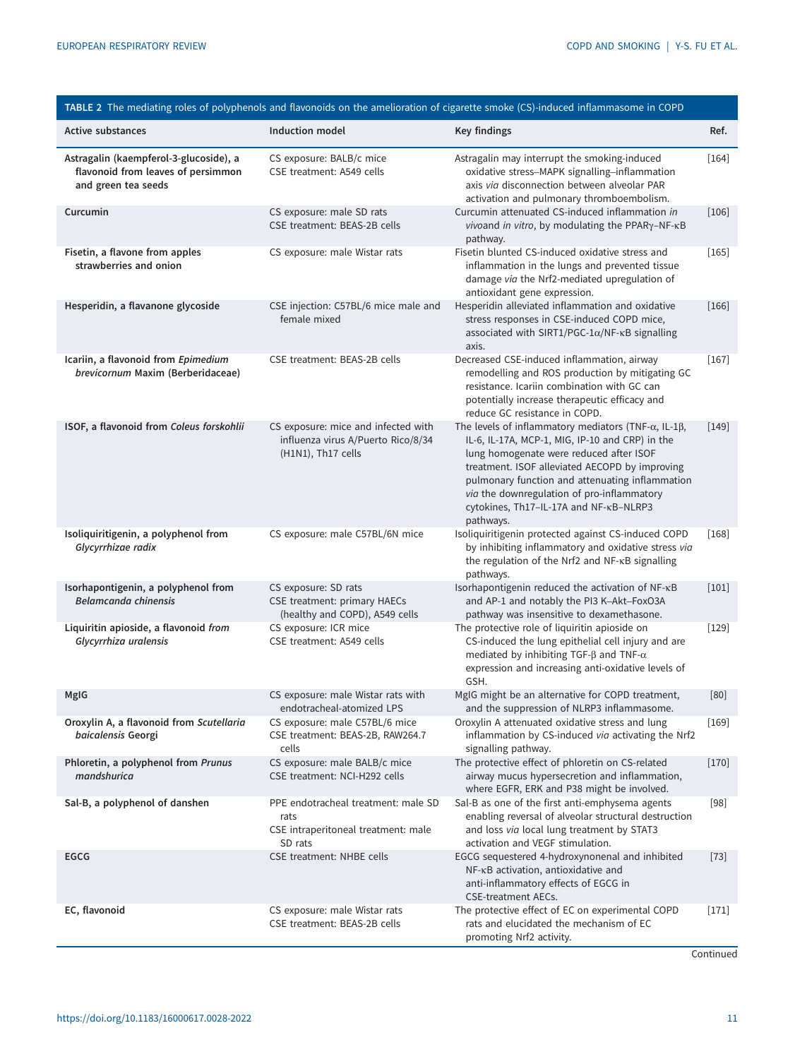**TABLE 2** The mediating roles of polyphenols and flavonoids on the amelioration of cigarette smoke (CS)-induced inflammasome in COPD

| Active substances | Induction model | Key findings | Ref. |
|---|---|---|---|
| **Astragalin (kaempferol-3-glucoside), a flavonoid from leaves of persimmon and green tea seeds** | CS exposure: BALB/c mice<br>CSE treatment: A549 cells | Astragalin may interrupt the smoking-induced oxidative stress–MAPK signalling–inflammation axis *via* disconnection between alveolar PAR activation and pulmonary thromboembolism. | [164] |
| **Curcumin** | CS exposure: male SD rats<br>CSE treatment: BEAS-2B cells | Curcumin attenuated CS-induced inflammation *in vivo*and *in vitro*, by modulating the PPARγ–NF-κB pathway. | [106] |
| **Fisetin, a flavone from apples strawberries and onion** | CS exposure: male Wistar rats | Fisetin blunted CS-induced oxidative stress and inflammation in the lungs and prevented tissue damage *via* the Nrf2-mediated upregulation of antioxidant gene expression. | [165] |
| **Hesperidin, a flavanone glycoside** | CSE injection: C57BL/6 mice male and female mixed | Hesperidin alleviated inflammation and oxidative stress responses in CSE-induced COPD mice, associated with SIRT1/PGC-1α/NF-κB signalling axis. | [166] |
| **Icariin, a flavonoid from *Epimedium brevicornum* Maxim (Berberidaceae)** | CSE treatment: BEAS-2B cells | Decreased CSE-induced inflammation, airway remodelling and ROS production by mitigating GC resistance. Icariin combination with GC can potentially increase therapeutic efficacy and reduce GC resistance in COPD. | [167] |
| **ISOF, a flavonoid from *Coleus forskohlii*** | CS exposure: mice and infected with influenza virus A/Puerto Rico/8/34 (H1N1), Th17 cells | The levels of inflammatory mediators (TNF-α, IL-1β, IL-6, IL-17A, MCP-1, MIG, IP-10 and CRP) in the lung homogenate were reduced after ISOF treatment. ISOF alleviated AECOPD by improving pulmonary function and attenuating inflammation *via* the downregulation of pro-inflammatory cytokines, Th17–IL-17A and NF-κB–NLRP3 pathways. | [149] |
| **Isoliquiritigenin, a polyphenol from *Glycyrrhizae radix*** | CS exposure: male C57BL/6N mice | Isoliquiritigenin protected against CS-induced COPD by inhibiting inflammatory and oxidative stress *via* the regulation of the Nrf2 and NF-κB signalling pathways. | [168] |
| **Isorhapontigenin, a polyphenol from *Belamcanda chinensis*** | CS exposure: SD rats<br>CSE treatment: primary HAECs (healthy and COPD), A549 cells | Isorhapontigenin reduced the activation of NF-κB and AP-1 and notably the PI3 K–Akt–FoxO3A pathway was insensitive to dexamethasone. | [101] |
| **Liquiritin apioside, a flavonoid *from Glycyrrhiza uralensis*** | CS exposure: ICR mice<br>CSE treatment: A549 cells | The protective role of liquiritin apioside on CS-induced the lung epithelial cell injury and are mediated by inhibiting TGF-β and TNF-α expression and increasing anti-oxidative levels of GSH. | [129] |
| **MgIG** | CS exposure: male Wistar rats with endotracheal-atomized LPS | MgIG might be an alternative for COPD treatment, and the suppression of NLRP3 inflammasome. | [80] |
| **Oroxylin A, a flavonoid from *Scutellaria baicalensis* Georgi** | CS exposure: male C57BL/6 mice<br>CSE treatment: BEAS-2B, RAW264.7 cells | Oroxylin A attenuated oxidative stress and lung inflammation by CS-induced *via* activating the Nrf2 signalling pathway. | [169] |
| **Phloretin, a polyphenol from *Prunus mandshurica*** | CS exposure: male BALB/c mice<br>CSE treatment: NCI-H292 cells | The protective effect of phloretin on CS-related airway mucus hypersecretion and inflammation, where EGFR, ERK and P38 might be involved. | [170] |
| **Sal-B, a polyphenol of danshen** | PPE endotracheal treatment: male SD rats<br>CSE intraperitoneal treatment: male SD rats | Sal-B as one of the first anti-emphysema agents enabling reversal of alveolar structural destruction and loss *via* local lung treatment by STAT3 activation and VEGF stimulation. | [98] |
| **EGCG** | CSE treatment: NHBE cells | EGCG sequestered 4-hydroxynonenal and inhibited NF-κB activation, antioxidative and anti-inflammatory effects of EGCG in CSE-treatment AECs. | [73] |
| **EC, flavonoid** | CS exposure: male Wistar rats<br>CSE treatment: BEAS-2B cells | The protective effect of EC on experimental COPD rats and elucidated the mechanism of EC promoting Nrf2 activity. | [171] |

Continued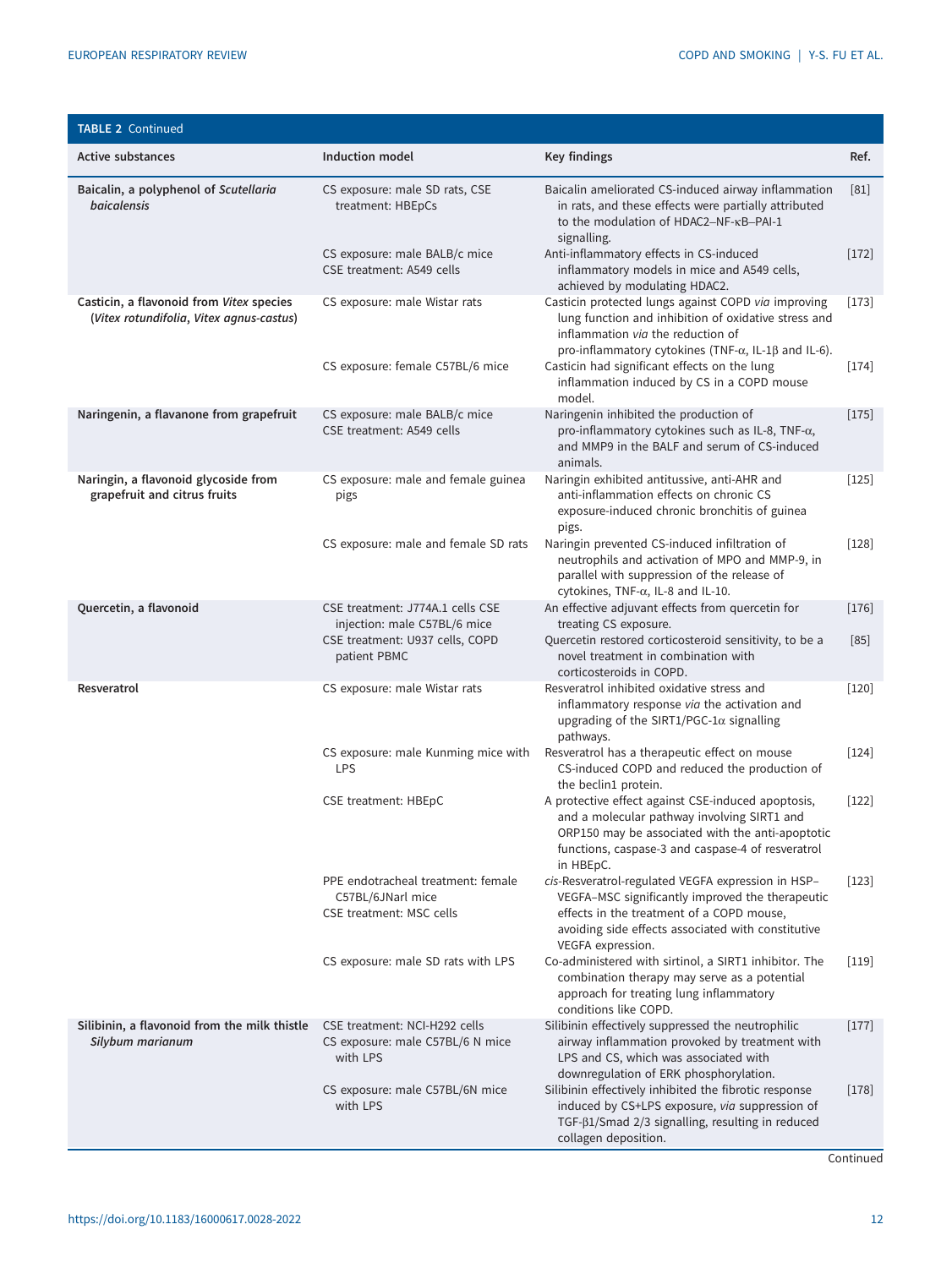**TABLE 2** Continued

| Active substances | Induction model | Key findings | Ref. |
|---|---|---|---|
| **Baicalin, a polyphenol of *Scutellaria baicalensis*** | CS exposure: male SD rats, CSE treatment: HBEpCs | Baicalin ameliorated CS-induced airway inflammation in rats, and these effects were partially attributed to the modulation of HDAC2–NF-κB–PAI-1 signalling. | [81] |
| | CS exposure: male BALB/c mice CSE treatment: A549 cells | Anti-inflammatory effects in CS-induced inflammatory models in mice and A549 cells, achieved by modulating HDAC2. | [172] |
| **Casticin, a flavonoid from *Vitex* species (*Vitex rotundifolia*, *Vitex agnus-castus*)** | CS exposure: male Wistar rats | Casticin protected lungs against COPD *via* improving lung function and inhibition of oxidative stress and inflammation *via* the reduction of pro-inflammatory cytokines (TNF-α, IL-1β and IL-6). | [173] |
| | CS exposure: female C57BL/6 mice | Casticin had significant effects on the lung inflammation induced by CS in a COPD mouse model. | [174] |
| **Naringenin, a flavanone from grapefruit** | CS exposure: male BALB/c mice CSE treatment: A549 cells | Naringenin inhibited the production of pro-inflammatory cytokines such as IL-8, TNF-α, and MMP9 in the BALF and serum of CS-induced animals. | [175] |
| **Naringin, a flavonoid glycoside from grapefruit and citrus fruits** | CS exposure: male and female guinea pigs | Naringin exhibited antitussive, anti-AHR and anti-inflammation effects on chronic CS exposure-induced chronic bronchitis of guinea pigs. | [125] |
| | CS exposure: male and female SD rats | Naringin prevented CS-induced infiltration of neutrophils and activation of MPO and MMP-9, in parallel with suppression of the release of cytokines, TNF-α, IL-8 and IL-10. | [128] |
| **Quercetin, a flavonoid** | CSE treatment: J774A.1 cells CSE injection: male C57BL/6 mice | An effective adjuvant effects from quercetin for treating CS exposure. | [176] |
| | CSE treatment: U937 cells, COPD patient PBMC | Quercetin restored corticosteroid sensitivity, to be a novel treatment in combination with corticosteroids in COPD. | [85] |
| **Resveratrol** | CS exposure: male Wistar rats | Resveratrol inhibited oxidative stress and inflammatory response *via* the activation and upgrading of the SIRT1/PGC-1α signalling pathways. | [120] |
| | CS exposure: male Kunming mice with LPS | Resveratrol has a therapeutic effect on mouse CS-induced COPD and reduced the production of the beclin1 protein. | [124] |
| | CSE treatment: HBEpC | A protective effect against CSE-induced apoptosis, and a molecular pathway involving SIRT1 and ORP150 may be associated with the anti-apoptotic functions, caspase-3 and caspase-4 of resveratrol in HBEpC. | [122] |
| | PPE endotracheal treatment: female C57BL/6JNarl mice CSE treatment: MSC cells | *cis*-Resveratrol-regulated VEGFA expression in HSP–VEGFA–MSC significantly improved the therapeutic effects in the treatment of a COPD mouse, avoiding side effects associated with constitutive VEGFA expression. | [123] |
| | CS exposure: male SD rats with LPS | Co-administered with sirtinol, a SIRT1 inhibitor. The combination therapy may serve as a potential approach for treating lung inflammatory conditions like COPD. | [119] |
| **Silibinin, a flavonoid from the milk thistle *Silybum marianum*** | CSE treatment: NCI-H292 cells CS exposure: male C57BL/6 N mice with LPS | Silibinin effectively suppressed the neutrophilic airway inflammation provoked by treatment with LPS and CS, which was associated with downregulation of ERK phosphorylation. | [177] |
| | CS exposure: male C57BL/6N mice with LPS | Silibinin effectively inhibited the fibrotic response induced by CS+LPS exposure, *via* suppression of TGF-β1/Smad 2/3 signalling, resulting in reduced collagen deposition. | [178] |

Continued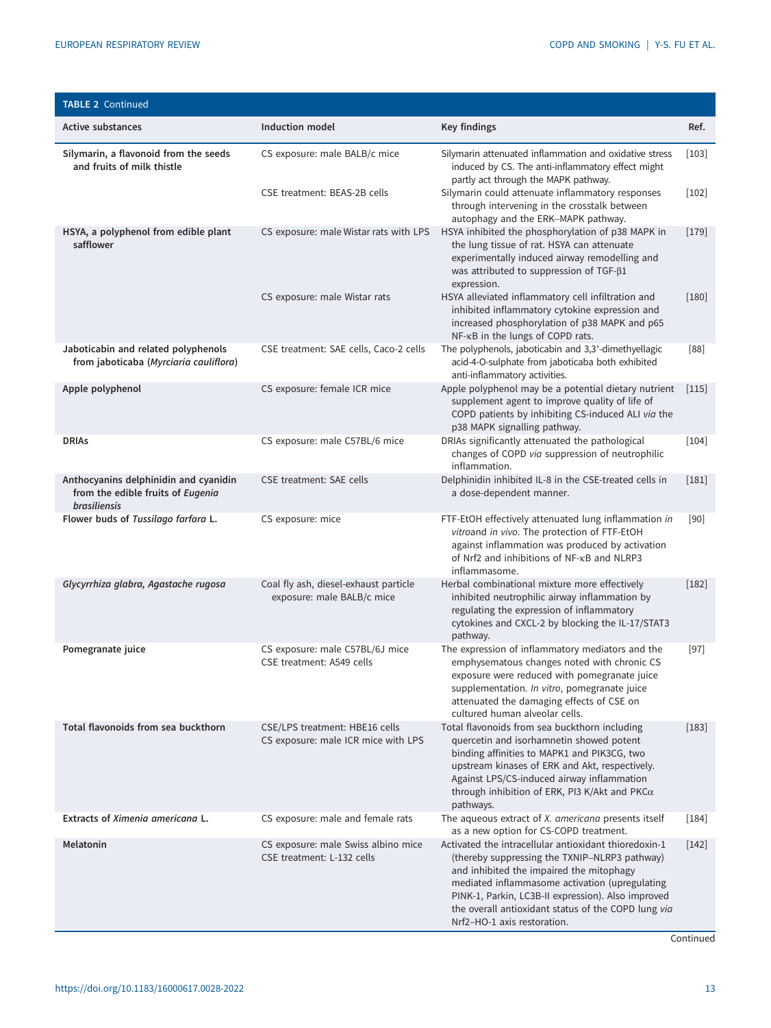**TABLE 2** Continued

| Active substances | Induction model | Key findings | Ref. |
|---|---|---|---|
| **Silymarin, a flavonoid from the seeds and fruits of milk thistle** | CS exposure: male BALB/c mice | Silymarin attenuated inflammation and oxidative stress induced by CS. The anti-inflammatory effect might partly act through the MAPK pathway. | [103] |
| | CSE treatment: BEAS-2B cells | Silymarin could attenuate inflammatory responses through intervening in the crosstalk between autophagy and the ERK–MAPK pathway. | [102] |
| **HSYA, a polyphenol from edible plant safflower** | CS exposure: male Wistar rats with LPS | HSYA inhibited the phosphorylation of p38 MAPK in the lung tissue of rat. HSYA can attenuate experimentally induced airway remodelling and was attributed to suppression of TGF-β1 expression. | [179] |
| | CS exposure: male Wistar rats | HSYA alleviated inflammatory cell infiltration and inhibited inflammatory cytokine expression and increased phosphorylation of p38 MAPK and p65 NF-κB in the lungs of COPD rats. | [180] |
| **Jaboticabin and related polyphenols from jaboticaba (*Myrciaria cauliflora*)** | CSE treatment: SAE cells, Caco-2 cells | The polyphenols, jaboticabin and 3,3′-dimethyellagic acid-4-O-sulphate from jaboticaba both exhibited anti-inflammatory activities. | [88] |
| **Apple polyphenol** | CS exposure: female ICR mice | Apple polyphenol may be a potential dietary nutrient supplement agent to improve quality of life of COPD patients by inhibiting CS-induced ALI *via* the p38 MAPK signalling pathway. | [115] |
| **DRIAs** | CS exposure: male C57BL/6 mice | DRIAs significantly attenuated the pathological changes of COPD *via* suppression of neutrophilic inflammation. | [104] |
| **Anthocyanins delphinidin and cyanidin from the edible fruits of *Eugenia brasiliensis*** | CSE treatment: SAE cells | Delphinidin inhibited IL-8 in the CSE-treated cells in a dose-dependent manner. | [181] |
| **Flower buds of *Tussilago farfara* L.** | CS exposure: mice | FTF-EtOH effectively attenuated lung inflammation *in vitro*and *in vivo*. The protection of FTF-EtOH against inflammation was produced by activation of Nrf2 and inhibitions of NF-κB and NLRP3 inflammasome. | [90] |
| ***Glycyrrhiza glabra, Agastache rugosa*** | Coal fly ash, diesel-exhaust particle exposure: male BALB/c mice | Herbal combinational mixture more effectively inhibited neutrophilic airway inflammation by regulating the expression of inflammatory cytokines and CXCL-2 by blocking the IL-17/STAT3 pathway. | [182] |
| **Pomegranate juice** | CS exposure: male C57BL/6J mice<br>CSE treatment: A549 cells | The expression of inflammatory mediators and the emphysematous changes noted with chronic CS exposure were reduced with pomegranate juice supplementation. *In vitro*, pomegranate juice attenuated the damaging effects of CSE on cultured human alveolar cells. | [97] |
| **Total flavonoids from sea buckthorn** | CSE/LPS treatment: HBE16 cells<br>CS exposure: male ICR mice with LPS | Total flavonoids from sea buckthorn including quercetin and isorhamnetin showed potent binding affinities to MAPK1 and PIK3CG, two upstream kinases of ERK and Akt, respectively. Against LPS/CS-induced airway inflammation through inhibition of ERK, PI3 K/Akt and PKCα pathways. | [183] |
| **Extracts of *Ximenia americana* L.** | CS exposure: male and female rats | The aqueous extract of *X. americana* presents itself as a new option for CS-COPD treatment. | [184] |
| **Melatonin** | CS exposure: male Swiss albino mice<br>CSE treatment: L-132 cells | Activated the intracellular antioxidant thioredoxin-1 (thereby suppressing the TXNIP–NLRP3 pathway) and inhibited the impaired the mitophagy mediated inflammasome activation (upregulating PINK-1, Parkin, LC3B-II expression). Also improved the overall antioxidant status of the COPD lung *via* Nrf2–HO-1 axis restoration. | [142] |

Continued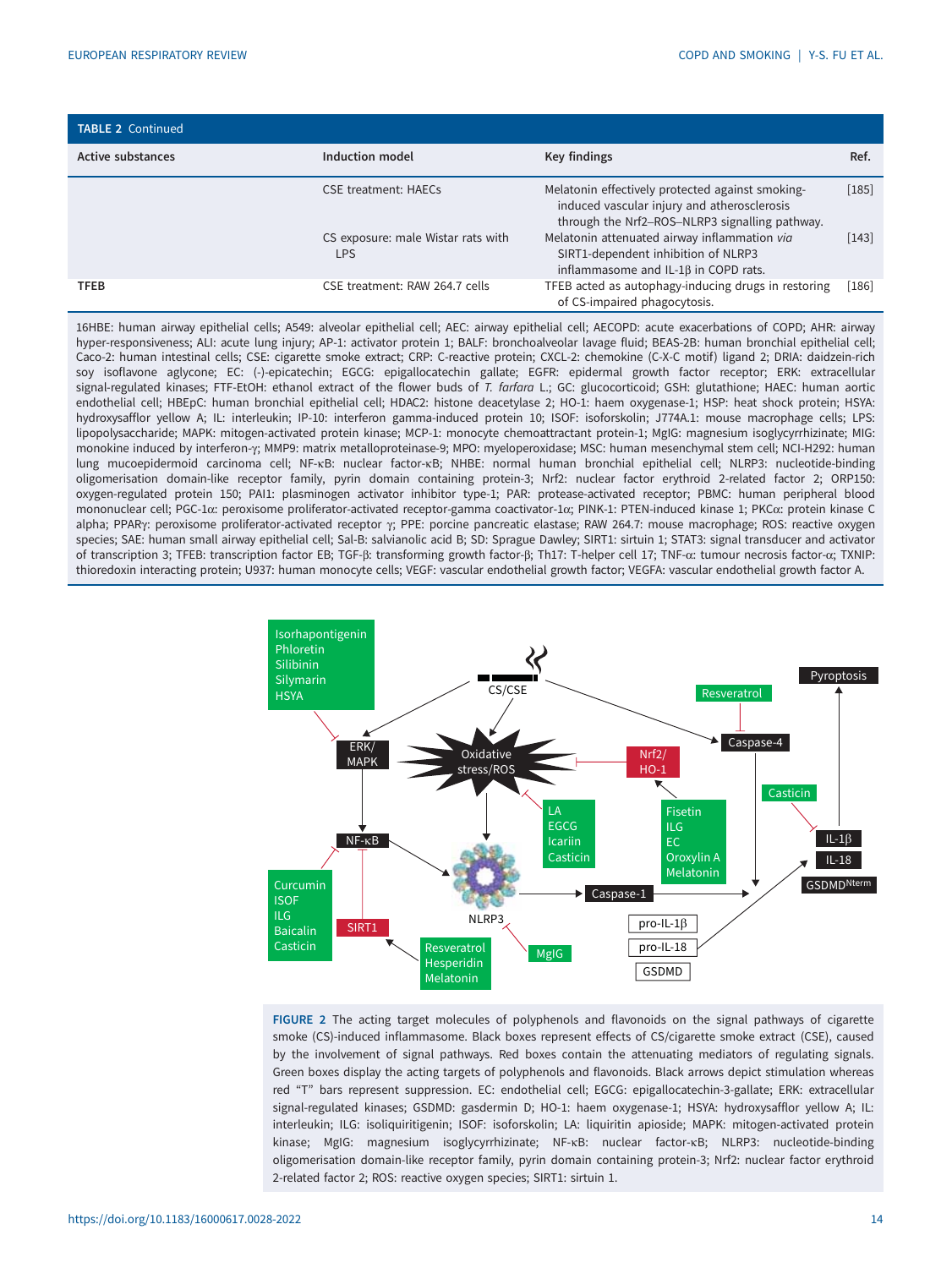**TABLE 2** Continued

| Active substances | Induction model | Key findings | Ref. |
|---|---|---|---|
| | CSE treatment: HAECs | Melatonin effectively protected against smoking-induced vascular injury and atherosclerosis through the Nrf2–ROS–NLRP3 signalling pathway. | [185] |
| | CS exposure: male Wistar rats with LPS | Melatonin attenuated airway inflammation *via* SIRT1-dependent inhibition of NLRP3 inflammasome and IL-1β in COPD rats. | [143] |
| **TFEB** | CSE treatment: RAW 264.7 cells | TFEB acted as autophagy-inducing drugs in restoring of CS-impaired phagocytosis. | [186] |

16HBE: human airway epithelial cells; A549: alveolar epithelial cell; AEC: airway epithelial cell; AECOPD: acute exacerbations of COPD; AHR: airway hyper-responsiveness; ALI: acute lung injury; AP-1: activator protein 1; BALF: bronchoalveolar lavage fluid; BEAS-2B: human bronchial epithelial cell; Caco-2: human intestinal cells; CSE: cigarette smoke extract; CRP: C-reactive protein; CXCL-2: chemokine (C-X-C motif) ligand 2; DRIA: daidzein-rich soy isoflavone aglycone; EC: (-)-epicatechin; EGCG: epigallocatechin gallate; EGFR: epidermal growth factor receptor; ERK: extracellular signal-regulated kinases; FTF-EtOH: ethanol extract of the flower buds of *T. farfara* L.; GC: glucocorticoid; GSH: glutathione; HAEC: human aortic endothelial cell; HBEpC: human bronchial epithelial cell; HDAC2: histone deacetylase 2; HO-1: haem oxygenase-1; HSP: heat shock protein; HSYA: hydroxysafflor yellow A; IL: interleukin; IP-10: interferon gamma-induced protein 10; ISOF: isoforskolin; J774A.1: mouse macrophage cells; LPS: lipopolysaccharide; MAPK: mitogen-activated protein kinase; MCP-1: monocyte chemoattractant protein-1; MgIG: magnesium isoglycyrrhizinate; MIG: monokine induced by interferon-γ; MMP9: matrix metalloproteinase-9; MPO: myeloperoxidase; MSC: human mesenchymal stem cell; NCI-H292: human lung mucoepidermoid carcinoma cell; NF-κB: nuclear factor-κB; NHBE: normal human bronchial epithelial cell; NLRP3: nucleotide-binding oligomerisation domain-like receptor family, pyrin domain containing protein-3; Nrf2: nuclear factor erythroid 2-related factor 2; ORP150: oxygen-regulated protein 150; PAI1: plasminogen activator inhibitor type-1; PAR: protease-activated receptor; PBMC: human peripheral blood mononuclear cell; PGC-1α: peroxisome proliferator-activated receptor-gamma coactivator-1α; PINK-1: PTEN-induced kinase 1; PKCα: protein kinase C alpha; PPARγ: peroxisome proliferator-activated receptor γ; PPE: porcine pancreatic elastase; RAW 264.7: mouse macrophage; ROS: reactive oxygen species; SAE: human small airway epithelial cell; Sal-B: salvianolic acid B; SD: Sprague Dawley; SIRT1: sirtuin 1; STAT3: signal transducer and activator of transcription 3; TFEB: transcription factor EB; TGF-β: transforming growth factor-β; Th17: T-helper cell 17; TNF-α: tumour necrosis factor-α; TXNIP: thioredoxin interacting protein; U937: human monocyte cells; VEGF: vascular endothelial growth factor; VEGFA: vascular endothelial growth factor A.

**FIGURE 2** The acting target molecules of polyphenols and flavonoids on the signal pathways of cigarette smoke (CS)-induced inflammasome. Black boxes represent effects of CS/cigarette smoke extract (CSE), caused by the involvement of signal pathways. Red boxes contain the attenuating mediators of regulating signals. Green boxes display the acting targets of polyphenols and flavonoids. Black arrows depict stimulation whereas red "T" bars represent suppression. EC: endothelial cell; EGCG: epigallocatechin-3-gallate; ERK: extracellular signal-regulated kinases; GSDMD: gasdermin D; HO-1: haem oxygenase-1; HSYA: hydroxysafflor yellow A; IL: interleukin; ILG: isoliquiritigenin; ISOF: isoforskolin; LA: liquiritin apioside; MAPK: mitogen-activated protein kinase; MgIG: magnesium isoglycyrrhizinate; NF-κB: nuclear factor-κB; NLRP3: nucleotide-binding oligomerisation domain-like receptor family, pyrin domain containing protein-3; Nrf2: nuclear factor erythroid 2-related factor 2; ROS: reactive oxygen species; SIRT1: sirtuin 1.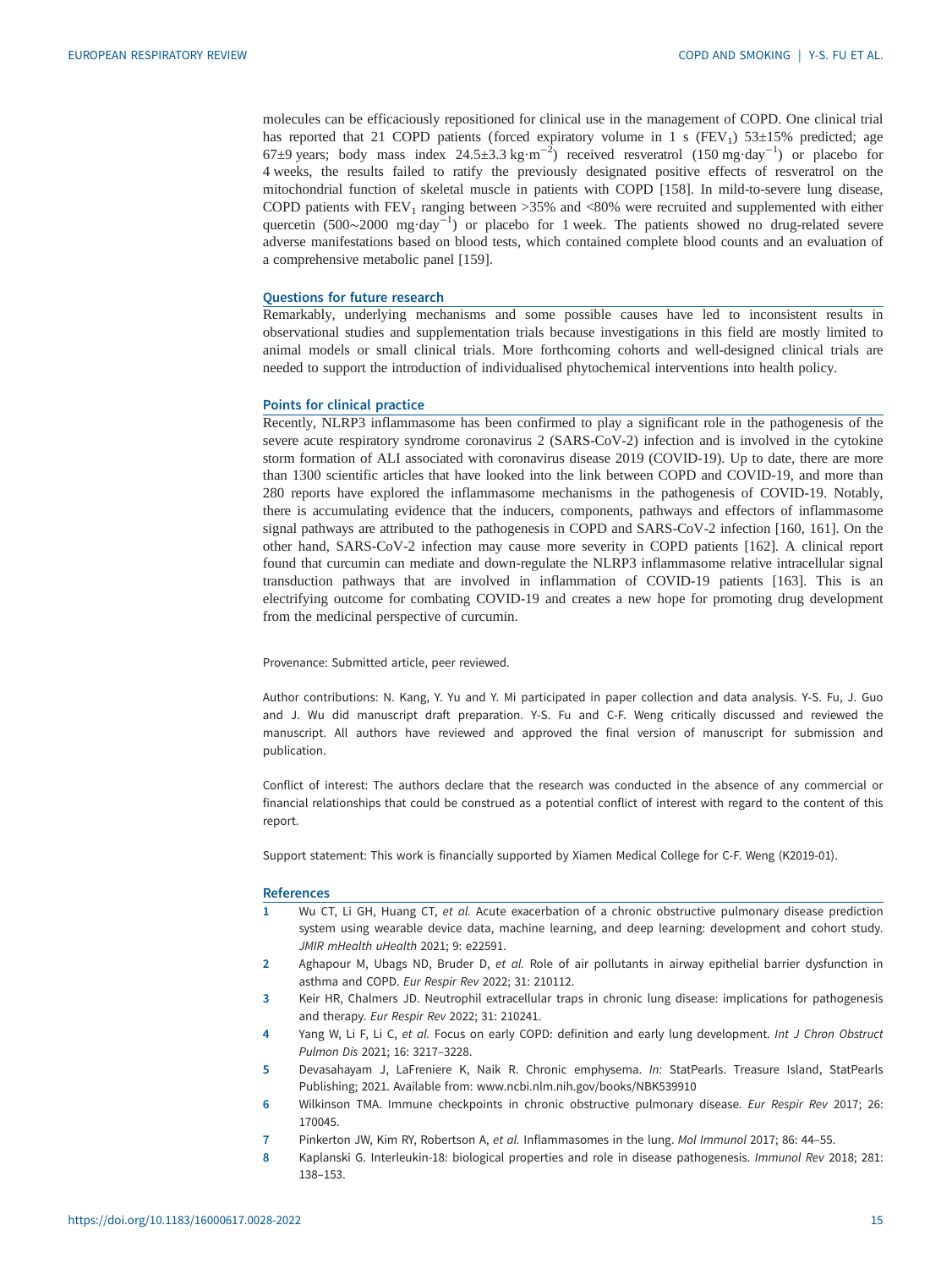molecules can be efficaciously repositioned for clinical use in the management of COPD. One clinical trial has reported that 21 COPD patients (forced expiratory volume in 1 s ($FEV_1$) 53±15% predicted; age 67±9 years; body mass index $24.5±3.3\ kg·m^{-2}$) received resveratrol ($150\ mg·day^{-1}$) or placebo for 4 weeks, the results failed to ratify the previously designated positive effects of resveratrol on the mitochondrial function of skeletal muscle in patients with COPD [158]. In mild-to-severe lung disease, COPD patients with $FEV_1$ ranging between >35% and <80% were recruited and supplemented with either quercetin ($500∼2000\ mg·day^{-1}$) or placebo for 1 week. The patients showed no drug-related severe adverse manifestations based on blood tests, which contained complete blood counts and an evaluation of a comprehensive metabolic panel [159].

## Questions for future research

Remarkably, underlying mechanisms and some possible causes have led to inconsistent results in observational studies and supplementation trials because investigations in this field are mostly limited to animal models or small clinical trials. More forthcoming cohorts and well-designed clinical trials are needed to support the introduction of individualised phytochemical interventions into health policy.

## Points for clinical practice

Recently, NLRP3 inflammasome has been confirmed to play a significant role in the pathogenesis of the severe acute respiratory syndrome coronavirus 2 (SARS-CoV-2) infection and is involved in the cytokine storm formation of ALI associated with coronavirus disease 2019 (COVID-19). Up to date, there are more than 1300 scientific articles that have looked into the link between COPD and COVID-19, and more than 280 reports have explored the inflammasome mechanisms in the pathogenesis of COVID-19. Notably, there is accumulating evidence that the inducers, components, pathways and effectors of inflammasome signal pathways are attributed to the pathogenesis in COPD and SARS-CoV-2 infection [160, 161]. On the other hand, SARS-CoV-2 infection may cause more severity in COPD patients [162]. A clinical report found that curcumin can mediate and down-regulate the NLRP3 inflammasome relative intracellular signal transduction pathways that are involved in inflammation of COVID-19 patients [163]. This is an electrifying outcome for combating COVID-19 and creates a new hope for promoting drug development from the medicinal perspective of curcumin.

Provenance: Submitted article, peer reviewed.

Author contributions: N. Kang, Y. Yu and Y. Mi participated in paper collection and data analysis. Y-S. Fu, J. Guo and J. Wu did manuscript draft preparation. Y-S. Fu and C-F. Weng critically discussed and reviewed the manuscript. All authors have reviewed and approved the final version of manuscript for submission and publication.

Conflict of interest: The authors declare that the research was conducted in the absence of any commercial or financial relationships that could be construed as a potential conflict of interest with regard to the content of this report.

Support statement: This work is financially supported by Xiamen Medical College for C-F. Weng (K2019-01).

## References

1. Wu CT, Li GH, Huang CT, *et al.* Acute exacerbation of a chronic obstructive pulmonary disease prediction system using wearable device data, machine learning, and deep learning: development and cohort study. *JMIR mHealth uHealth* 2021; 9: e22591.
2. Aghapour M, Ubags ND, Bruder D, *et al.* Role of air pollutants in airway epithelial barrier dysfunction in asthma and COPD. *Eur Respir Rev* 2022; 31: 210112.
3. Keir HR, Chalmers JD. Neutrophil extracellular traps in chronic lung disease: implications for pathogenesis and therapy. *Eur Respir Rev* 2022; 31: 210241.
4. Yang W, Li F, Li C, *et al.* Focus on early COPD: definition and early lung development. *Int J Chron Obstruct Pulmon Dis* 2021; 16: 3217–3228.
5. Devasahayam J, LaFreniere K, Naik R. Chronic emphysema. *In:* StatPearls. Treasure Island, StatPearls Publishing; 2021. Available from: www.ncbi.nlm.nih.gov/books/NBK539910
6. Wilkinson TMA. Immune checkpoints in chronic obstructive pulmonary disease. *Eur Respir Rev* 2017; 26: 170045.
7. Pinkerton JW, Kim RY, Robertson A, *et al.* Inflammasomes in the lung. *Mol Immunol* 2017; 86: 44–55.
8. Kaplanski G. Interleukin-18: biological properties and role in disease pathogenesis. *Immunol Rev* 2018; 281: 138–153.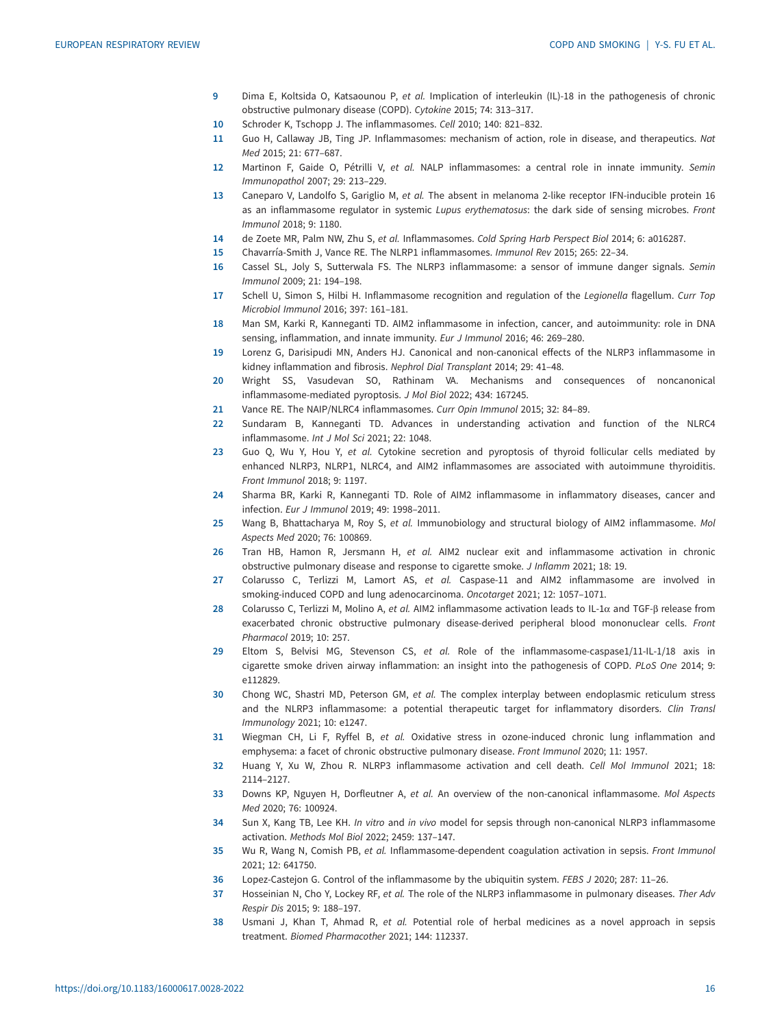9. Dima E, Koltsida O, Katsaounou P, *et al.* Implication of interleukin (IL)-18 in the pathogenesis of chronic obstructive pulmonary disease (COPD). *Cytokine* 2015; 74: 313–317.
10. Schroder K, Tschopp J. The inflammasomes. *Cell* 2010; 140: 821–832.
11. Guo H, Callaway JB, Ting JP. Inflammasomes: mechanism of action, role in disease, and therapeutics. *Nat Med* 2015; 21: 677–687.
12. Martinon F, Gaide O, Pétrilli V, *et al.* NALP inflammasomes: a central role in innate immunity. *Semin Immunopathol* 2007; 29: 213–229.
13. Caneparo V, Landolfo S, Gariglio M, *et al.* The absent in melanoma 2-like receptor IFN-inducible protein 16 as an inflammasome regulator in systemic *Lupus erythematosus*: the dark side of sensing microbes. *Front Immunol* 2018; 9: 1180.
14. de Zoete MR, Palm NW, Zhu S, *et al.* Inflammasomes. *Cold Spring Harb Perspect Biol* 2014; 6: a016287.
15. Chavarría-Smith J, Vance RE. The NLRP1 inflammasomes. *Immunol Rev* 2015; 265: 22–34.
16. Cassel SL, Joly S, Sutterwala FS. The NLRP3 inflammasome: a sensor of immune danger signals. *Semin Immunol* 2009; 21: 194–198.
17. Schell U, Simon S, Hilbi H. Inflammasome recognition and regulation of the *Legionella* flagellum. *Curr Top Microbiol Immunol* 2016; 397: 161–181.
18. Man SM, Karki R, Kanneganti TD. AIM2 inflammasome in infection, cancer, and autoimmunity: role in DNA sensing, inflammation, and innate immunity. *Eur J Immunol* 2016; 46: 269–280.
19. Lorenz G, Darisipudi MN, Anders HJ. Canonical and non-canonical effects of the NLRP3 inflammasome in kidney inflammation and fibrosis. *Nephrol Dial Transplant* 2014; 29: 41–48.
20. Wright SS, Vasudevan SO, Rathinam VA. Mechanisms and consequences of noncanonical inflammasome-mediated pyroptosis. *J Mol Biol* 2022; 434: 167245.
21. Vance RE. The NAIP/NLRC4 inflammasomes. *Curr Opin Immunol* 2015; 32: 84–89.
22. Sundaram B, Kanneganti TD. Advances in understanding activation and function of the NLRC4 inflammasome. *Int J Mol Sci* 2021; 22: 1048.
23. Guo Q, Wu Y, Hou Y, *et al.* Cytokine secretion and pyroptosis of thyroid follicular cells mediated by enhanced NLRP3, NLRP1, NLRC4, and AIM2 inflammasomes are associated with autoimmune thyroiditis. *Front Immunol* 2018; 9: 1197.
24. Sharma BR, Karki R, Kanneganti TD. Role of AIM2 inflammasome in inflammatory diseases, cancer and infection. *Eur J Immunol* 2019; 49: 1998–2011.
25. Wang B, Bhattacharya M, Roy S, *et al.* Immunobiology and structural biology of AIM2 inflammasome. *Mol Aspects Med* 2020; 76: 100869.
26. Tran HB, Hamon R, Jersmann H, *et al.* AIM2 nuclear exit and inflammasome activation in chronic obstructive pulmonary disease and response to cigarette smoke. *J Inflamm* 2021; 18: 19.
27. Colarusso C, Terlizzi M, Lamort AS, *et al.* Caspase-11 and AIM2 inflammasome are involved in smoking-induced COPD and lung adenocarcinoma. *Oncotarget* 2021; 12: 1057–1071.
28. Colarusso C, Terlizzi M, Molino A, *et al.* AIM2 inflammasome activation leads to IL-1α and TGF-β release from exacerbated chronic obstructive pulmonary disease-derived peripheral blood mononuclear cells. *Front Pharmacol* 2019; 10: 257.
29. Eltom S, Belvisi MG, Stevenson CS, *et al.* Role of the inflammasome-caspase1/11-IL-1/18 axis in cigarette smoke driven airway inflammation: an insight into the pathogenesis of COPD. *PLoS One* 2014; 9: e112829.
30. Chong WC, Shastri MD, Peterson GM, *et al.* The complex interplay between endoplasmic reticulum stress and the NLRP3 inflammasome: a potential therapeutic target for inflammatory disorders. *Clin Transl Immunology* 2021; 10: e1247.
31. Wiegman CH, Li F, Ryffel B, *et al.* Oxidative stress in ozone-induced chronic lung inflammation and emphysema: a facet of chronic obstructive pulmonary disease. *Front Immunol* 2020; 11: 1957.
32. Huang Y, Xu W, Zhou R. NLRP3 inflammasome activation and cell death. *Cell Mol Immunol* 2021; 18: 2114–2127.
33. Downs KP, Nguyen H, Dorfleutner A, *et al.* An overview of the non-canonical inflammasome. *Mol Aspects Med* 2020; 76: 100924.
34. Sun X, Kang TB, Lee KH. *In vitro* and *in vivo* model for sepsis through non-canonical NLRP3 inflammasome activation. *Methods Mol Biol* 2022; 2459: 137–147.
35. Wu R, Wang N, Comish PB, *et al.* Inflammasome-dependent coagulation activation in sepsis. *Front Immunol* 2021; 12: 641750.
36. Lopez-Castejon G. Control of the inflammasome by the ubiquitin system. *FEBS J* 2020; 287: 11–26.
37. Hosseinian N, Cho Y, Lockey RF, *et al.* The role of the NLRP3 inflammasome in pulmonary diseases. *Ther Adv Respir Dis* 2015; 9: 188–197.
38. Usmani J, Khan T, Ahmad R, *et al.* Potential role of herbal medicines as a novel approach in sepsis treatment. *Biomed Pharmacother* 2021; 144: 112337.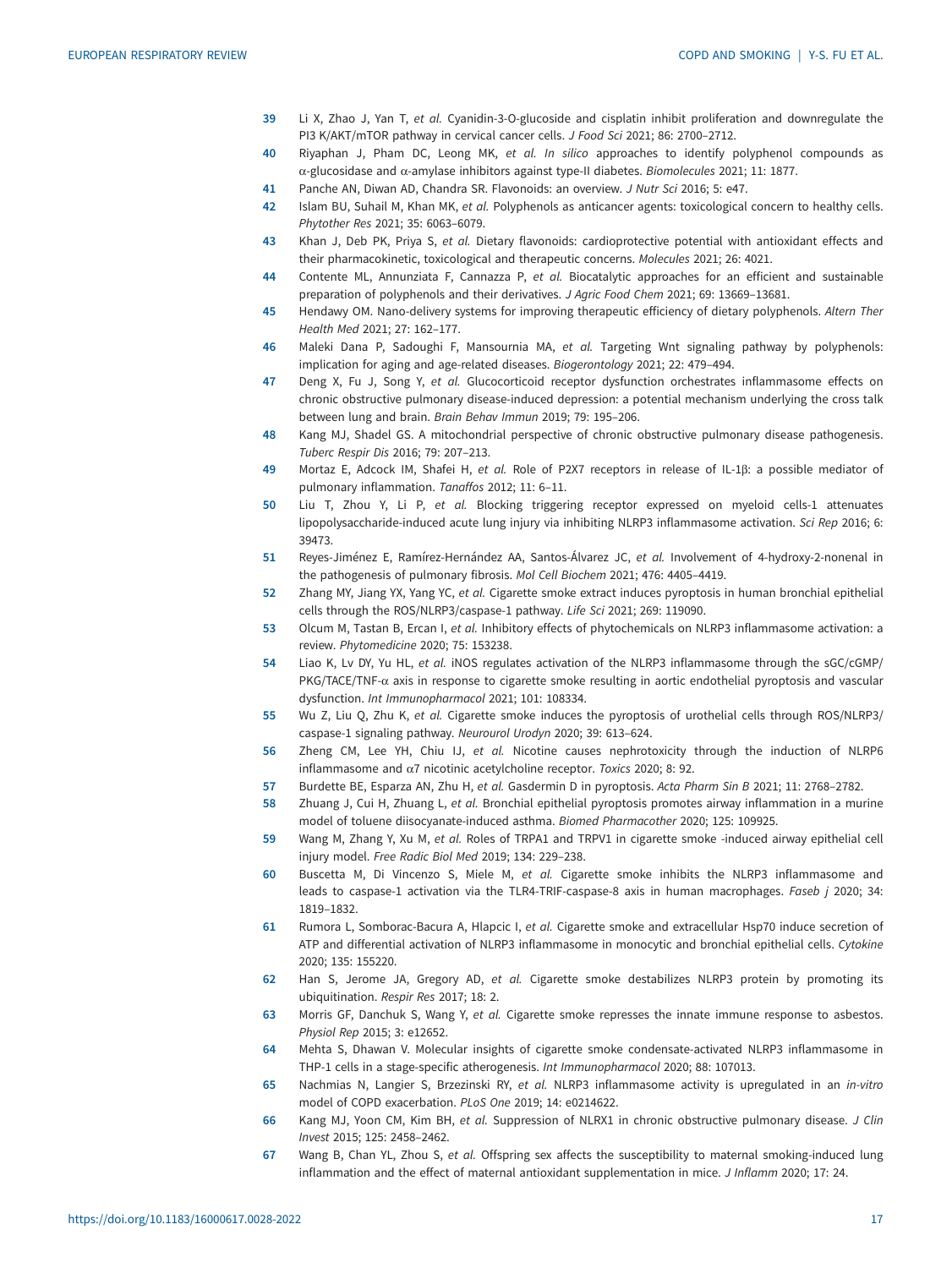39 Li X, Zhao J, Yan T, *et al.* Cyanidin-3-O-glucoside and cisplatin inhibit proliferation and downregulate the PI3 K/AKT/mTOR pathway in cervical cancer cells. *J Food Sci* 2021; 86: 2700–2712.

40 Riyaphan J, Pham DC, Leong MK, *et al.* *In silico* approaches to identify polyphenol compounds as α-glucosidase and α-amylase inhibitors against type-II diabetes. *Biomolecules* 2021; 11: 1877.

41 Panche AN, Diwan AD, Chandra SR. Flavonoids: an overview. *J Nutr Sci* 2016; 5: e47.

42 Islam BU, Suhail M, Khan MK, *et al.* Polyphenols as anticancer agents: toxicological concern to healthy cells. *Phytother Res* 2021; 35: 6063–6079.

43 Khan J, Deb PK, Priya S, *et al.* Dietary flavonoids: cardioprotective potential with antioxidant effects and their pharmacokinetic, toxicological and therapeutic concerns. *Molecules* 2021; 26: 4021.

44 Contente ML, Annunziata F, Cannazza P, *et al.* Biocatalytic approaches for an efficient and sustainable preparation of polyphenols and their derivatives. *J Agric Food Chem* 2021; 69: 13669–13681.

45 Hendawy OM. Nano-delivery systems for improving therapeutic efficiency of dietary polyphenols. *Altern Ther Health Med* 2021; 27: 162–177.

46 Maleki Dana P, Sadoughi F, Mansournia MA, *et al.* Targeting Wnt signaling pathway by polyphenols: implication for aging and age-related diseases. *Biogerontology* 2021; 22: 479–494.

47 Deng X, Fu J, Song Y, *et al.* Glucocorticoid receptor dysfunction orchestrates inflammasome effects on chronic obstructive pulmonary disease-induced depression: a potential mechanism underlying the cross talk between lung and brain. *Brain Behav Immun* 2019; 79: 195–206.

48 Kang MJ, Shadel GS. A mitochondrial perspective of chronic obstructive pulmonary disease pathogenesis. *Tuberc Respir Dis* 2016; 79: 207–213.

49 Mortaz E, Adcock IM, Shafei H, *et al.* Role of P2X7 receptors in release of IL-1β: a possible mediator of pulmonary inflammation. *Tanaffos* 2012; 11: 6–11.

50 Liu T, Zhou Y, Li P, *et al.* Blocking triggering receptor expressed on myeloid cells-1 attenuates lipopolysaccharide-induced acute lung injury via inhibiting NLRP3 inflammasome activation. *Sci Rep* 2016; 6: 39473.

51 Reyes-Jiménez E, Ramírez-Hernández AA, Santos-Álvarez JC, *et al.* Involvement of 4-hydroxy-2-nonenal in the pathogenesis of pulmonary fibrosis. *Mol Cell Biochem* 2021; 476: 4405–4419.

52 Zhang MY, Jiang YX, Yang YC, *et al.* Cigarette smoke extract induces pyroptosis in human bronchial epithelial cells through the ROS/NLRP3/caspase-1 pathway. *Life Sci* 2021; 269: 119090.

53 Olcum M, Tastan B, Ercan I, *et al.* Inhibitory effects of phytochemicals on NLRP3 inflammasome activation: a review. *Phytomedicine* 2020; 75: 153238.

54 Liao K, Lv DY, Yu HL, *et al.* iNOS regulates activation of the NLRP3 inflammasome through the sGC/cGMP/PKG/TACE/TNF-α axis in response to cigarette smoke resulting in aortic endothelial pyroptosis and vascular dysfunction. *Int Immunopharmacol* 2021; 101: 108334.

55 Wu Z, Liu Q, Zhu K, *et al.* Cigarette smoke induces the pyroptosis of urothelial cells through ROS/NLRP3/caspase-1 signaling pathway. *Neurourol Urodyn* 2020; 39: 613–624.

56 Zheng CM, Lee YH, Chiu IJ, *et al.* Nicotine causes nephrotoxicity through the induction of NLRP6 inflammasome and α7 nicotinic acetylcholine receptor. *Toxics* 2020; 8: 92.

57 Burdette BE, Esparza AN, Zhu H, *et al.* Gasdermin D in pyroptosis. *Acta Pharm Sin B* 2021; 11: 2768–2782.

58 Zhuang J, Cui H, Zhuang L, *et al.* Bronchial epithelial pyroptosis promotes airway inflammation in a murine model of toluene diisocyanate-induced asthma. *Biomed Pharmacother* 2020; 125: 109925.

59 Wang M, Zhang Y, Xu M, *et al.* Roles of TRPA1 and TRPV1 in cigarette smoke -induced airway epithelial cell injury model. *Free Radic Biol Med* 2019; 134: 229–238.

60 Buscetta M, Di Vincenzo S, Miele M, *et al.* Cigarette smoke inhibits the NLRP3 inflammasome and leads to caspase-1 activation via the TLR4-TRIF-caspase-8 axis in human macrophages. *Faseb j* 2020; 34: 1819–1832.

61 Rumora L, Somborac-Bacura A, Hlapcic I, *et al.* Cigarette smoke and extracellular Hsp70 induce secretion of ATP and differential activation of NLRP3 inflammasome in monocytic and bronchial epithelial cells. *Cytokine* 2020; 135: 155220.

62 Han S, Jerome JA, Gregory AD, *et al.* Cigarette smoke destabilizes NLRP3 protein by promoting its ubiquitination. *Respir Res* 2017; 18: 2.

63 Morris GF, Danchuk S, Wang Y, *et al.* Cigarette smoke represses the innate immune response to asbestos. *Physiol Rep* 2015; 3: e12652.

64 Mehta S, Dhawan V. Molecular insights of cigarette smoke condensate-activated NLRP3 inflammasome in THP-1 cells in a stage-specific atherogenesis. *Int Immunopharmacol* 2020; 88: 107013.

65 Nachmias N, Langier S, Brzezinski RY, *et al.* NLRP3 inflammasome activity is upregulated in an *in-vitro* model of COPD exacerbation. *PLoS One* 2019; 14: e0214622.

66 Kang MJ, Yoon CM, Kim BH, *et al.* Suppression of NLRX1 in chronic obstructive pulmonary disease. *J Clin Invest* 2015; 125: 2458–2462.

67 Wang B, Chan YL, Zhou S, *et al.* Offspring sex affects the susceptibility to maternal smoking-induced lung inflammation and the effect of maternal antioxidant supplementation in mice. *J Inflamm* 2020; 17: 24.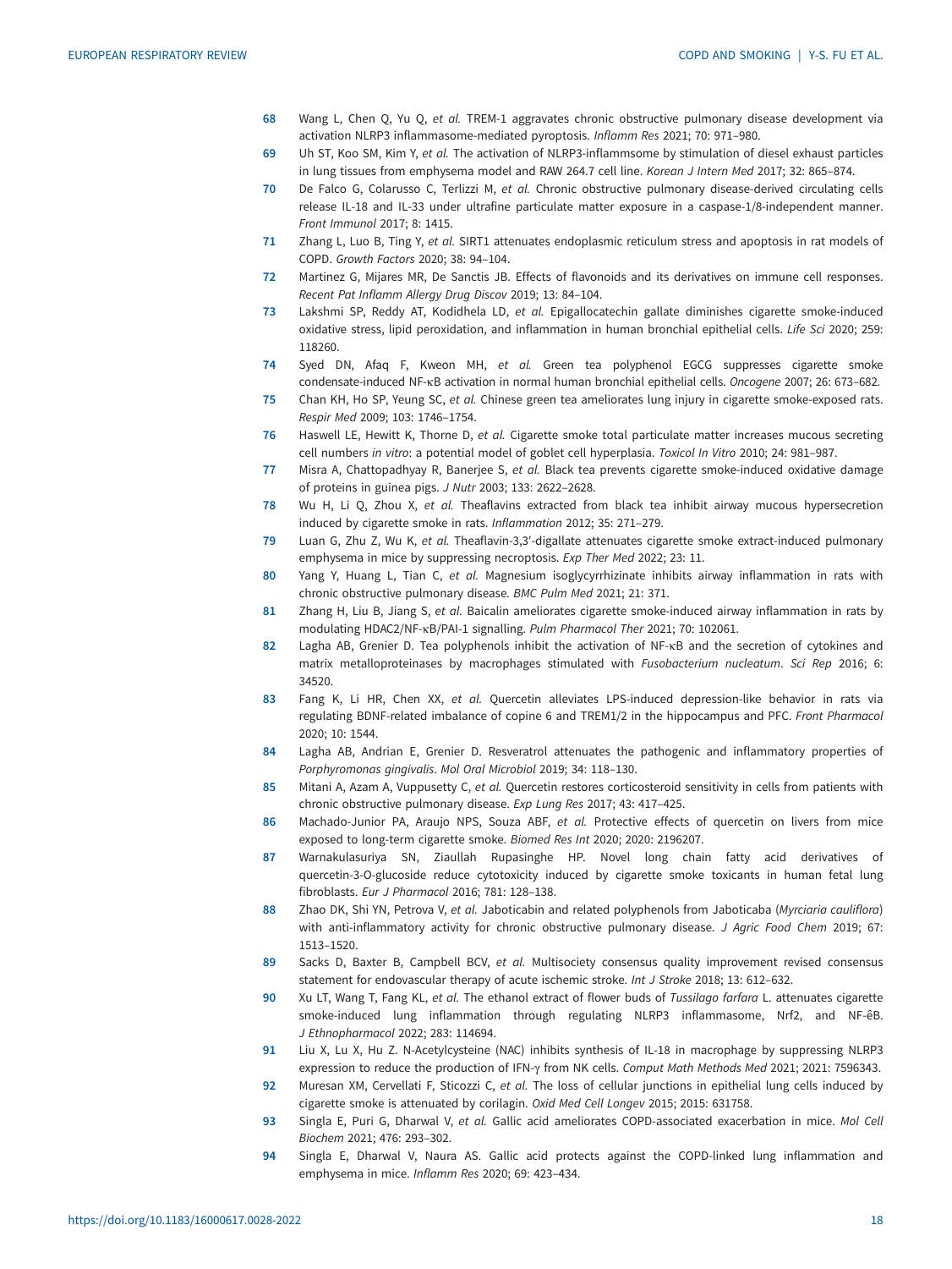68 Wang L, Chen Q, Yu Q, *et al.* TREM-1 aggravates chronic obstructive pulmonary disease development via activation NLRP3 inflammasome-mediated pyroptosis. *Inflamm Res* 2021; 70: 971–980.

69 Uh ST, Koo SM, Kim Y, *et al.* The activation of NLRP3-inflammsome by stimulation of diesel exhaust particles in lung tissues from emphysema model and RAW 264.7 cell line. *Korean J Intern Med* 2017; 32: 865–874.

70 De Falco G, Colarusso C, Terlizzi M, *et al.* Chronic obstructive pulmonary disease-derived circulating cells release IL-18 and IL-33 under ultrafine particulate matter exposure in a caspase-1/8-independent manner. *Front Immunol* 2017; 8: 1415.

71 Zhang L, Luo B, Ting Y, *et al.* SIRT1 attenuates endoplasmic reticulum stress and apoptosis in rat models of COPD. *Growth Factors* 2020; 38: 94–104.

72 Martinez G, Mijares MR, De Sanctis JB. Effects of flavonoids and its derivatives on immune cell responses. *Recent Pat Inflamm Allergy Drug Discov* 2019; 13: 84–104.

73 Lakshmi SP, Reddy AT, Kodidhela LD, *et al.* Epigallocatechin gallate diminishes cigarette smoke-induced oxidative stress, lipid peroxidation, and inflammation in human bronchial epithelial cells. *Life Sci* 2020; 259: 118260.

74 Syed DN, Afaq F, Kweon MH, *et al.* Green tea polyphenol EGCG suppresses cigarette smoke condensate-induced NF-κB activation in normal human bronchial epithelial cells. *Oncogene* 2007; 26: 673–682.

75 Chan KH, Ho SP, Yeung SC, *et al.* Chinese green tea ameliorates lung injury in cigarette smoke-exposed rats. *Respir Med* 2009; 103: 1746–1754.

76 Haswell LE, Hewitt K, Thorne D, *et al.* Cigarette smoke total particulate matter increases mucous secreting cell numbers *in vitro*: a potential model of goblet cell hyperplasia. *Toxicol In Vitro* 2010; 24: 981–987.

77 Misra A, Chattopadhyay R, Banerjee S, *et al.* Black tea prevents cigarette smoke-induced oxidative damage of proteins in guinea pigs. *J Nutr* 2003; 133: 2622–2628.

78 Wu H, Li Q, Zhou X, *et al.* Theaflavins extracted from black tea inhibit airway mucous hypersecretion induced by cigarette smoke in rats. *Inflammation* 2012; 35: 271–279.

79 Luan G, Zhu Z, Wu K, *et al.* Theaflavin-3,3′-digallate attenuates cigarette smoke extract-induced pulmonary emphysema in mice by suppressing necroptosis. *Exp Ther Med* 2022; 23: 11.

80 Yang Y, Huang L, Tian C, *et al.* Magnesium isoglycyrrhizinate inhibits airway inflammation in rats with chronic obstructive pulmonary disease. *BMC Pulm Med* 2021; 21: 371.

81 Zhang H, Liu B, Jiang S, *et al.* Baicalin ameliorates cigarette smoke-induced airway inflammation in rats by modulating HDAC2/NF-κB/PAI-1 signalling. *Pulm Pharmacol Ther* 2021; 70: 102061.

82 Lagha AB, Grenier D. Tea polyphenols inhibit the activation of NF-κB and the secretion of cytokines and matrix metalloproteinases by macrophages stimulated with *Fusobacterium nucleatum*. *Sci Rep* 2016; 6: 34520.

83 Fang K, Li HR, Chen XX, *et al.* Quercetin alleviates LPS-induced depression-like behavior in rats via regulating BDNF-related imbalance of copine 6 and TREM1/2 in the hippocampus and PFC. *Front Pharmacol* 2020; 10: 1544.

84 Lagha AB, Andrian E, Grenier D. Resveratrol attenuates the pathogenic and inflammatory properties of *Porphyromonas gingivalis*. *Mol Oral Microbiol* 2019; 34: 118–130.

85 Mitani A, Azam A, Vuppusetty C, *et al.* Quercetin restores corticosteroid sensitivity in cells from patients with chronic obstructive pulmonary disease. *Exp Lung Res* 2017; 43: 417–425.

86 Machado-Junior PA, Araujo NPS, Souza ABF, *et al.* Protective effects of quercetin on livers from mice exposed to long-term cigarette smoke. *Biomed Res Int* 2020; 2020: 2196207.

87 Warnakulasuriya SN, Ziaullah Rupasinghe HP. Novel long chain fatty acid derivatives of quercetin-3-O-glucoside reduce cytotoxicity induced by cigarette smoke toxicants in human fetal lung fibroblasts. *Eur J Pharmacol* 2016; 781: 128–138.

88 Zhao DK, Shi YN, Petrova V, *et al.* Jaboticabin and related polyphenols from Jaboticaba (*Myrciaria cauliflora*) with anti-inflammatory activity for chronic obstructive pulmonary disease. *J Agric Food Chem* 2019; 67: 1513–1520.

89 Sacks D, Baxter B, Campbell BCV, *et al.* Multisociety consensus quality improvement revised consensus statement for endovascular therapy of acute ischemic stroke. *Int J Stroke* 2018; 13: 612–632.

90 Xu LT, Wang T, Fang KL, *et al.* The ethanol extract of flower buds of *Tussilago farfara* L. attenuates cigarette smoke-induced lung inflammation through regulating NLRP3 inflammasome, Nrf2, and NF-êB. *J Ethnopharmacol* 2022; 283: 114694.

91 Liu X, Lu X, Hu Z. N-Acetylcysteine (NAC) inhibits synthesis of IL-18 in macrophage by suppressing NLRP3 expression to reduce the production of IFN-γ from NK cells. *Comput Math Methods Med* 2021; 2021: 7596343.

92 Muresan XM, Cervellati F, Sticozzi C, *et al.* The loss of cellular junctions in epithelial lung cells induced by cigarette smoke is attenuated by corilagin. *Oxid Med Cell Longev* 2015; 2015: 631758.

93 Singla E, Puri G, Dharwal V, *et al.* Gallic acid ameliorates COPD-associated exacerbation in mice. *Mol Cell Biochem* 2021; 476: 293–302.

94 Singla E, Dharwal V, Naura AS. Gallic acid protects against the COPD-linked lung inflammation and emphysema in mice. *Inflamm Res* 2020; 69: 423–434.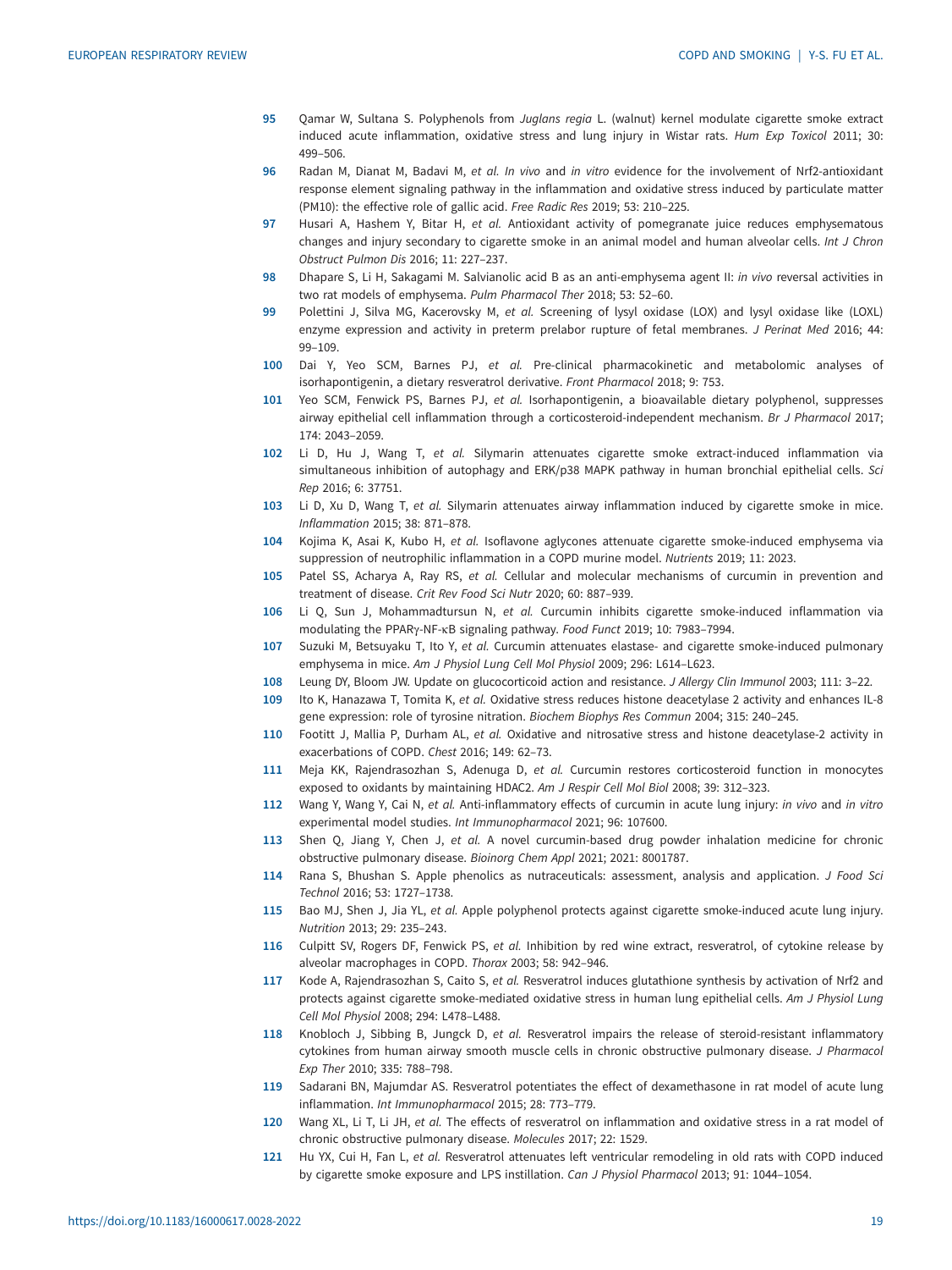95 Qamar W, Sultana S. Polyphenols from *Juglans regia* L. (walnut) kernel modulate cigarette smoke extract induced acute inflammation, oxidative stress and lung injury in Wistar rats. *Hum Exp Toxicol* 2011; 30: 499–506.

96 Radan M, Dianat M, Badavi M, *et al.* *In vivo* and *in vitro* evidence for the involvement of Nrf2-antioxidant response element signaling pathway in the inflammation and oxidative stress induced by particulate matter (PM10): the effective role of gallic acid. *Free Radic Res* 2019; 53: 210–225.

97 Husari A, Hashem Y, Bitar H, *et al.* Antioxidant activity of pomegranate juice reduces emphysematous changes and injury secondary to cigarette smoke in an animal model and human alveolar cells. *Int J Chron Obstruct Pulmon Dis* 2016; 11: 227–237.

98 Dhapare S, Li H, Sakagami M. Salvianolic acid B as an anti-emphysema agent II: *in vivo* reversal activities in two rat models of emphysema. *Pulm Pharmacol Ther* 2018; 53: 52–60.

99 Polettini J, Silva MG, Kacerovsky M, *et al.* Screening of lysyl oxidase (LOX) and lysyl oxidase like (LOXL) enzyme expression and activity in preterm prelabor rupture of fetal membranes. *J Perinat Med* 2016; 44: 99–109.

100 Dai Y, Yeo SCM, Barnes PJ, *et al.* Pre-clinical pharmacokinetic and metabolomic analyses of isorhapontigenin, a dietary resveratrol derivative. *Front Pharmacol* 2018; 9: 753.

101 Yeo SCM, Fenwick PS, Barnes PJ, *et al.* Isorhapontigenin, a bioavailable dietary polyphenol, suppresses airway epithelial cell inflammation through a corticosteroid-independent mechanism. *Br J Pharmacol* 2017; 174: 2043–2059.

102 Li D, Hu J, Wang T, *et al.* Silymarin attenuates cigarette smoke extract-induced inflammation via simultaneous inhibition of autophagy and ERK/p38 MAPK pathway in human bronchial epithelial cells. *Sci Rep* 2016; 6: 37751.

103 Li D, Xu D, Wang T, *et al.* Silymarin attenuates airway inflammation induced by cigarette smoke in mice. *Inflammation* 2015; 38: 871–878.

104 Kojima K, Asai K, Kubo H, *et al.* Isoflavone aglycones attenuate cigarette smoke-induced emphysema via suppression of neutrophilic inflammation in a COPD murine model. *Nutrients* 2019; 11: 2023.

105 Patel SS, Acharya A, Ray RS, *et al.* Cellular and molecular mechanisms of curcumin in prevention and treatment of disease. *Crit Rev Food Sci Nutr* 2020; 60: 887–939.

106 Li Q, Sun J, Mohammadtursun N, *et al.* Curcumin inhibits cigarette smoke-induced inflammation via modulating the PPARγ-NF-κB signaling pathway. *Food Funct* 2019; 10: 7983–7994.

107 Suzuki M, Betsuyaku T, Ito Y, *et al.* Curcumin attenuates elastase- and cigarette smoke-induced pulmonary emphysema in mice. *Am J Physiol Lung Cell Mol Physiol* 2009; 296: L614–L623.

108 Leung DY, Bloom JW. Update on glucocorticoid action and resistance. *J Allergy Clin Immunol* 2003; 111: 3–22.

109 Ito K, Hanazawa T, Tomita K, *et al.* Oxidative stress reduces histone deacetylase 2 activity and enhances IL-8 gene expression: role of tyrosine nitration. *Biochem Biophys Res Commun* 2004; 315: 240–245.

110 Footitt J, Mallia P, Durham AL, *et al.* Oxidative and nitrosative stress and histone deacetylase-2 activity in exacerbations of COPD. *Chest* 2016; 149: 62–73.

111 Meja KK, Rajendrasozhan S, Adenuga D, *et al.* Curcumin restores corticosteroid function in monocytes exposed to oxidants by maintaining HDAC2. *Am J Respir Cell Mol Biol* 2008; 39: 312–323.

112 Wang Y, Wang Y, Cai N, *et al.* Anti-inflammatory effects of curcumin in acute lung injury: *in vivo* and *in vitro* experimental model studies. *Int Immunopharmacol* 2021; 96: 107600.

113 Shen Q, Jiang Y, Chen J, *et al.* A novel curcumin-based drug powder inhalation medicine for chronic obstructive pulmonary disease. *Bioinorg Chem Appl* 2021; 2021: 8001787.

114 Rana S, Bhushan S. Apple phenolics as nutraceuticals: assessment, analysis and application. *J Food Sci Technol* 2016; 53: 1727–1738.

115 Bao MJ, Shen J, Jia YL, *et al.* Apple polyphenol protects against cigarette smoke-induced acute lung injury. *Nutrition* 2013; 29: 235–243.

116 Culpitt SV, Rogers DF, Fenwick PS, *et al.* Inhibition by red wine extract, resveratrol, of cytokine release by alveolar macrophages in COPD. *Thorax* 2003; 58: 942–946.

117 Kode A, Rajendrasozhan S, Caito S, *et al.* Resveratrol induces glutathione synthesis by activation of Nrf2 and protects against cigarette smoke-mediated oxidative stress in human lung epithelial cells. *Am J Physiol Lung Cell Mol Physiol* 2008; 294: L478–L488.

118 Knobloch J, Sibbing B, Jungck D, *et al.* Resveratrol impairs the release of steroid-resistant inflammatory cytokines from human airway smooth muscle cells in chronic obstructive pulmonary disease. *J Pharmacol Exp Ther* 2010; 335: 788–798.

119 Sadarani BN, Majumdar AS. Resveratrol potentiates the effect of dexamethasone in rat model of acute lung inflammation. *Int Immunopharmacol* 2015; 28: 773–779.

120 Wang XL, Li T, Li JH, *et al.* The effects of resveratrol on inflammation and oxidative stress in a rat model of chronic obstructive pulmonary disease. *Molecules* 2017; 22: 1529.

121 Hu YX, Cui H, Fan L, *et al.* Resveratrol attenuates left ventricular remodeling in old rats with COPD induced by cigarette smoke exposure and LPS instillation. *Can J Physiol Pharmacol* 2013; 91: 1044–1054.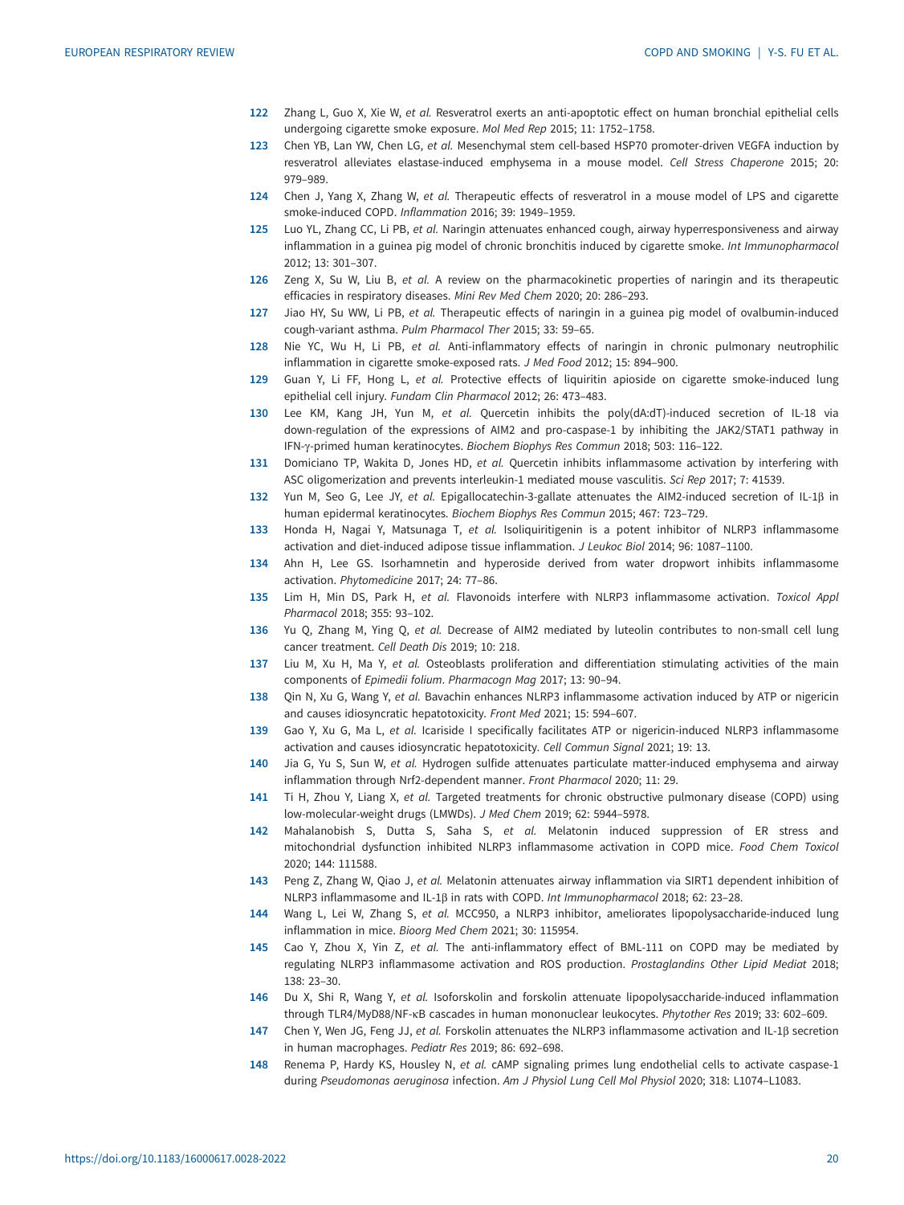122 Zhang L, Guo X, Xie W, *et al.* Resveratrol exerts an anti-apoptotic effect on human bronchial epithelial cells undergoing cigarette smoke exposure. *Mol Med Rep* 2015; 11: 1752–1758.

123 Chen YB, Lan YW, Chen LG, *et al.* Mesenchymal stem cell-based HSP70 promoter-driven VEGFA induction by resveratrol alleviates elastase-induced emphysema in a mouse model. *Cell Stress Chaperone* 2015; 20: 979–989.

124 Chen J, Yang X, Zhang W, *et al.* Therapeutic effects of resveratrol in a mouse model of LPS and cigarette smoke-induced COPD. *Inflammation* 2016; 39: 1949–1959.

125 Luo YL, Zhang CC, Li PB, *et al.* Naringin attenuates enhanced cough, airway hyperresponsiveness and airway inflammation in a guinea pig model of chronic bronchitis induced by cigarette smoke. *Int Immunopharmacol* 2012; 13: 301–307.

126 Zeng X, Su W, Liu B, *et al.* A review on the pharmacokinetic properties of naringin and its therapeutic efficacies in respiratory diseases. *Mini Rev Med Chem* 2020; 20: 286–293.

127 Jiao HY, Su WW, Li PB, *et al.* Therapeutic effects of naringin in a guinea pig model of ovalbumin-induced cough-variant asthma. *Pulm Pharmacol Ther* 2015; 33: 59–65.

128 Nie YC, Wu H, Li PB, *et al.* Anti-inflammatory effects of naringin in chronic pulmonary neutrophilic inflammation in cigarette smoke-exposed rats. *J Med Food* 2012; 15: 894–900.

129 Guan Y, Li FF, Hong L, *et al.* Protective effects of liquiritin apioside on cigarette smoke-induced lung epithelial cell injury. *Fundam Clin Pharmacol* 2012; 26: 473–483.

130 Lee KM, Kang JH, Yun M, *et al.* Quercetin inhibits the poly(dA:dT)-induced secretion of IL-18 via down-regulation of the expressions of AIM2 and pro-caspase-1 by inhibiting the JAK2/STAT1 pathway in IFN-γ-primed human keratinocytes. *Biochem Biophys Res Commun* 2018; 503: 116–122.

131 Domiciano TP, Wakita D, Jones HD, *et al.* Quercetin inhibits inflammasome activation by interfering with ASC oligomerization and prevents interleukin-1 mediated mouse vasculitis. *Sci Rep* 2017; 7: 41539.

132 Yun M, Seo G, Lee JY, *et al.* Epigallocatechin-3-gallate attenuates the AIM2-induced secretion of IL-1β in human epidermal keratinocytes. *Biochem Biophys Res Commun* 2015; 467: 723–729.

133 Honda H, Nagai Y, Matsunaga T, *et al.* Isoliquiritigenin is a potent inhibitor of NLRP3 inflammasome activation and diet-induced adipose tissue inflammation. *J Leukoc Biol* 2014; 96: 1087–1100.

134 Ahn H, Lee GS. Isorhamnetin and hyperoside derived from water dropwort inhibits inflammasome activation. *Phytomedicine* 2017; 24: 77–86.

135 Lim H, Min DS, Park H, *et al.* Flavonoids interfere with NLRP3 inflammasome activation. *Toxicol Appl Pharmacol* 2018; 355: 93–102.

136 Yu Q, Zhang M, Ying Q, *et al.* Decrease of AIM2 mediated by luteolin contributes to non-small cell lung cancer treatment. *Cell Death Dis* 2019; 10: 218.

137 Liu M, Xu H, Ma Y, *et al.* Osteoblasts proliferation and differentiation stimulating activities of the main components of *Epimedii folium*. *Pharmacogn Mag* 2017; 13: 90–94.

138 Qin N, Xu G, Wang Y, *et al.* Bavachin enhances NLRP3 inflammasome activation induced by ATP or nigericin and causes idiosyncratic hepatotoxicity. *Front Med* 2021; 15: 594–607.

139 Gao Y, Xu G, Ma L, *et al.* Icariside I specifically facilitates ATP or nigericin-induced NLRP3 inflammasome activation and causes idiosyncratic hepatotoxicity. *Cell Commun Signal* 2021; 19: 13.

140 Jia G, Yu S, Sun W, *et al.* Hydrogen sulfide attenuates particulate matter-induced emphysema and airway inflammation through Nrf2-dependent manner. *Front Pharmacol* 2020; 11: 29.

141 Ti H, Zhou Y, Liang X, *et al.* Targeted treatments for chronic obstructive pulmonary disease (COPD) using low-molecular-weight drugs (LMWDs). *J Med Chem* 2019; 62: 5944–5978.

142 Mahalanobish S, Dutta S, Saha S, *et al.* Melatonin induced suppression of ER stress and mitochondrial dysfunction inhibited NLRP3 inflammasome activation in COPD mice. *Food Chem Toxicol* 2020; 144: 111588.

143 Peng Z, Zhang W, Qiao J, *et al.* Melatonin attenuates airway inflammation via SIRT1 dependent inhibition of NLRP3 inflammasome and IL-1β in rats with COPD. *Int Immunopharmacol* 2018; 62: 23–28.

144 Wang L, Lei W, Zhang S, *et al.* MCC950, a NLRP3 inhibitor, ameliorates lipopolysaccharide-induced lung inflammation in mice. *Bioorg Med Chem* 2021; 30: 115954.

145 Cao Y, Zhou X, Yin Z, *et al.* The anti-inflammatory effect of BML-111 on COPD may be mediated by regulating NLRP3 inflammasome activation and ROS production. *Prostaglandins Other Lipid Mediat* 2018; 138: 23–30.

146 Du X, Shi R, Wang Y, *et al.* Isoforskolin and forskolin attenuate lipopolysaccharide-induced inflammation through TLR4/MyD88/NF-κB cascades in human mononuclear leukocytes. *Phytother Res* 2019; 33: 602–609.

147 Chen Y, Wen JG, Feng JJ, *et al.* Forskolin attenuates the NLRP3 inflammasome activation and IL-1β secretion in human macrophages. *Pediatr Res* 2019; 86: 692–698.

148 Renema P, Hardy KS, Housley N, *et al.* cAMP signaling primes lung endothelial cells to activate caspase-1 during *Pseudomonas aeruginosa* infection. *Am J Physiol Lung Cell Mol Physiol* 2020; 318: L1074–L1083.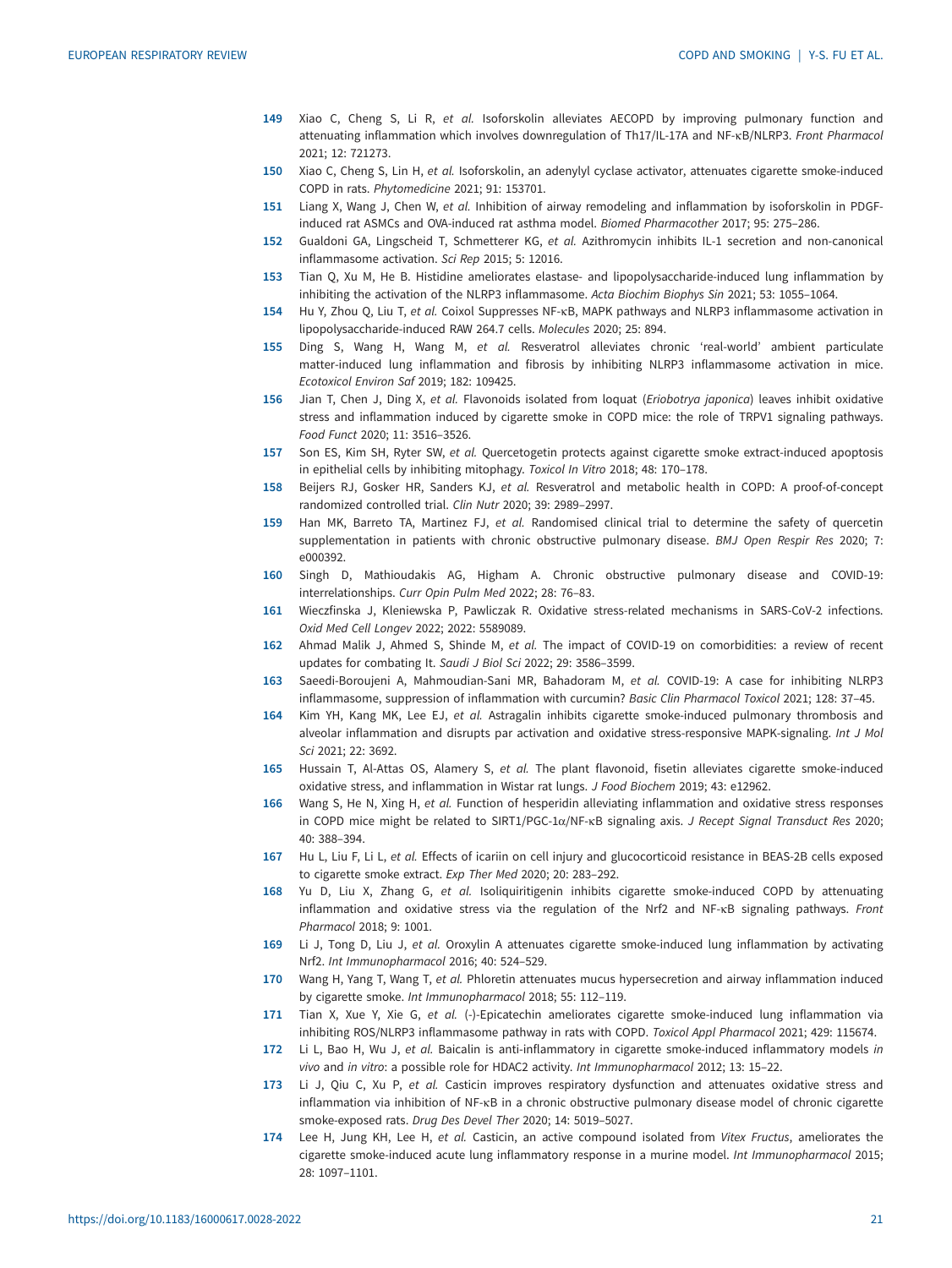149 Xiao C, Cheng S, Li R, *et al.* Isoforskolin alleviates AECOPD by improving pulmonary function and attenuating inflammation which involves downregulation of Th17/IL-17A and NF-κB/NLRP3. *Front Pharmacol* 2021; 12: 721273.

150 Xiao C, Cheng S, Lin H, *et al.* Isoforskolin, an adenylyl cyclase activator, attenuates cigarette smoke-induced COPD in rats. *Phytomedicine* 2021; 91: 153701.

151 Liang X, Wang J, Chen W, *et al.* Inhibition of airway remodeling and inflammation by isoforskolin in PDGF-induced rat ASMCs and OVA-induced rat asthma model. *Biomed Pharmacother* 2017; 95: 275–286.

152 Gualdoni GA, Lingscheid T, Schmetterer KG, *et al.* Azithromycin inhibits IL-1 secretion and non-canonical inflammasome activation. *Sci Rep* 2015; 5: 12016.

153 Tian Q, Xu M, He B. Histidine ameliorates elastase- and lipopolysaccharide-induced lung inflammation by inhibiting the activation of the NLRP3 inflammasome. *Acta Biochim Biophys Sin* 2021; 53: 1055–1064.

154 Hu Y, Zhou Q, Liu T, *et al.* Coixol Suppresses NF-κB, MAPK pathways and NLRP3 inflammasome activation in lipopolysaccharide-induced RAW 264.7 cells. *Molecules* 2020; 25: 894.

155 Ding S, Wang H, Wang M, *et al.* Resveratrol alleviates chronic 'real-world' ambient particulate matter-induced lung inflammation and fibrosis by inhibiting NLRP3 inflammasome activation in mice. *Ecotoxicol Environ Saf* 2019; 182: 109425.

156 Jian T, Chen J, Ding X, *et al.* Flavonoids isolated from loquat (*Eriobotrya japonica*) leaves inhibit oxidative stress and inflammation induced by cigarette smoke in COPD mice: the role of TRPV1 signaling pathways. *Food Funct* 2020; 11: 3516–3526.

157 Son ES, Kim SH, Ryter SW, *et al.* Quercetogetin protects against cigarette smoke extract-induced apoptosis in epithelial cells by inhibiting mitophagy. *Toxicol In Vitro* 2018; 48: 170–178.

158 Beijers RJ, Gosker HR, Sanders KJ, *et al.* Resveratrol and metabolic health in COPD: A proof-of-concept randomized controlled trial. *Clin Nutr* 2020; 39: 2989–2997.

159 Han MK, Barreto TA, Martinez FJ, *et al.* Randomised clinical trial to determine the safety of quercetin supplementation in patients with chronic obstructive pulmonary disease. *BMJ Open Respir Res* 2020; 7: e000392.

160 Singh D, Mathioudakis AG, Higham A. Chronic obstructive pulmonary disease and COVID-19: interrelationships. *Curr Opin Pulm Med* 2022; 28: 76–83.

161 Wieczfinska J, Kleniewska P, Pawliczak R. Oxidative stress-related mechanisms in SARS-CoV-2 infections. *Oxid Med Cell Longev* 2022; 2022: 5589089.

162 Ahmad Malik J, Ahmed S, Shinde M, *et al.* The impact of COVID-19 on comorbidities: a review of recent updates for combating It. *Saudi J Biol Sci* 2022; 29: 3586–3599.

163 Saeedi-Boroujeni A, Mahmoudian-Sani MR, Bahadoram M, *et al.* COVID-19: A case for inhibiting NLRP3 inflammasome, suppression of inflammation with curcumin? *Basic Clin Pharmacol Toxicol* 2021; 128: 37–45.

164 Kim YH, Kang MK, Lee EJ, *et al.* Astragalin inhibits cigarette smoke-induced pulmonary thrombosis and alveolar inflammation and disrupts par activation and oxidative stress-responsive MAPK-signaling. *Int J Mol Sci* 2021; 22: 3692.

165 Hussain T, Al-Attas OS, Alamery S, *et al.* The plant flavonoid, fisetin alleviates cigarette smoke-induced oxidative stress, and inflammation in Wistar rat lungs. *J Food Biochem* 2019; 43: e12962.

166 Wang S, He N, Xing H, *et al.* Function of hesperidin alleviating inflammation and oxidative stress responses in COPD mice might be related to SIRT1/PGC-1α/NF-κB signaling axis. *J Recept Signal Transduct Res* 2020; 40: 388–394.

167 Hu L, Liu F, Li L, *et al.* Effects of icariin on cell injury and glucocorticoid resistance in BEAS-2B cells exposed to cigarette smoke extract. *Exp Ther Med* 2020; 20: 283–292.

168 Yu D, Liu X, Zhang G, *et al.* Isoliquiritigenin inhibits cigarette smoke-induced COPD by attenuating inflammation and oxidative stress via the regulation of the Nrf2 and NF-κB signaling pathways. *Front Pharmacol* 2018; 9: 1001.

169 Li J, Tong D, Liu J, *et al.* Oroxylin A attenuates cigarette smoke-induced lung inflammation by activating Nrf2. *Int Immunopharmacol* 2016; 40: 524–529.

170 Wang H, Yang T, Wang T, *et al.* Phloretin attenuates mucus hypersecretion and airway inflammation induced by cigarette smoke. *Int Immunopharmacol* 2018; 55: 112–119.

171 Tian X, Xue Y, Xie G, *et al.* (-)-Epicatechin ameliorates cigarette smoke-induced lung inflammation via inhibiting ROS/NLRP3 inflammasome pathway in rats with COPD. *Toxicol Appl Pharmacol* 2021; 429: 115674.

172 Li L, Bao H, Wu J, *et al.* Baicalin is anti-inflammatory in cigarette smoke-induced inflammatory models *in vivo* and *in vitro*: a possible role for HDAC2 activity. *Int Immunopharmacol* 2012; 13: 15–22.

173 Li J, Qiu C, Xu P, *et al.* Casticin improves respiratory dysfunction and attenuates oxidative stress and inflammation via inhibition of NF-κB in a chronic obstructive pulmonary disease model of chronic cigarette smoke-exposed rats. *Drug Des Devel Ther* 2020; 14: 5019–5027.

174 Lee H, Jung KH, Lee H, *et al.* Casticin, an active compound isolated from *Vitex Fructus*, ameliorates the cigarette smoke-induced acute lung inflammatory response in a murine model. *Int Immunopharmacol* 2015; 28: 1097–1101.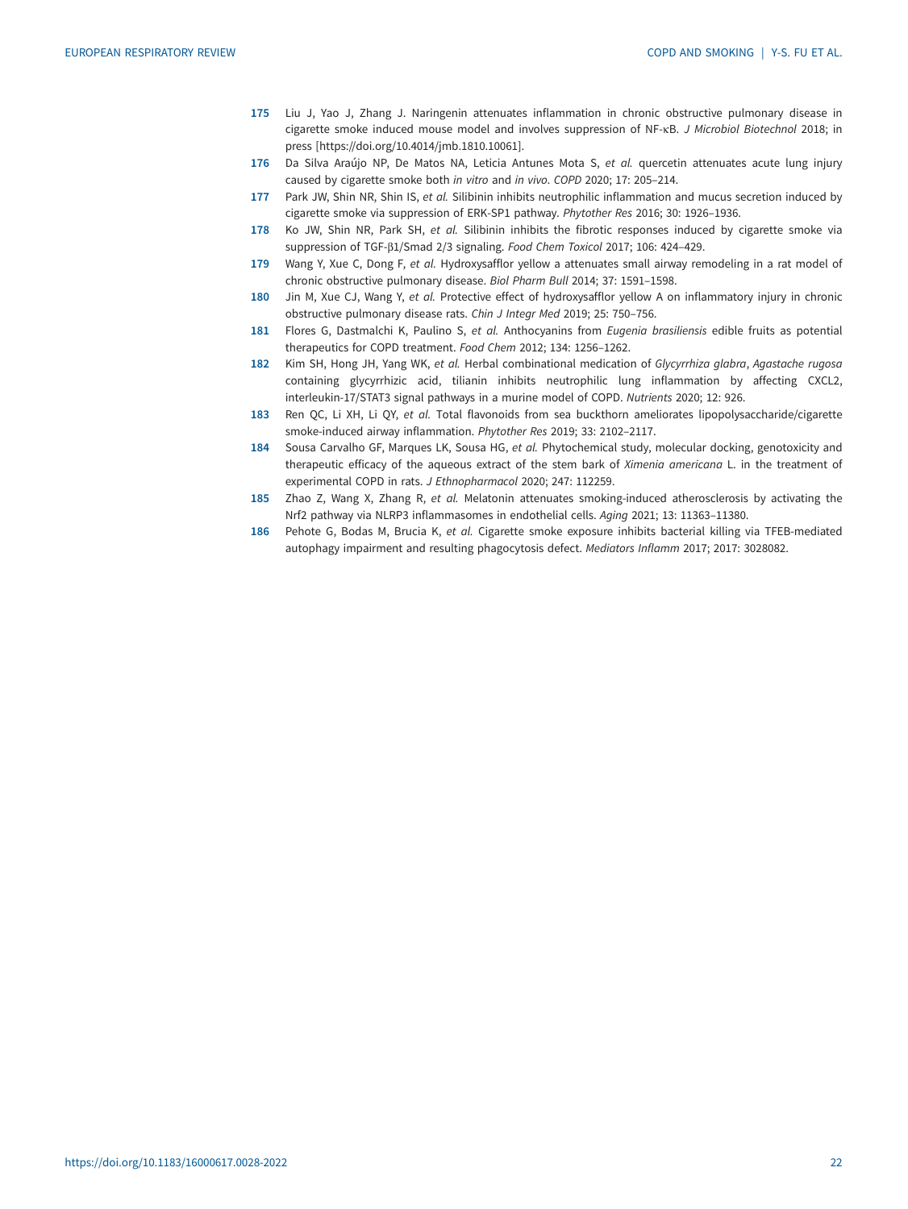175 Liu J, Yao J, Zhang J. Naringenin attenuates inflammation in chronic obstructive pulmonary disease in cigarette smoke induced mouse model and involves suppression of NF-κB. *J Microbiol Biotechnol* 2018; in press [https://doi.org/10.4014/jmb.1810.10061].

176 Da Silva Araújo NP, De Matos NA, Leticia Antunes Mota S, *et al.* quercetin attenuates acute lung injury caused by cigarette smoke both *in vitro* and *in vivo*. *COPD* 2020; 17: 205–214.

177 Park JW, Shin NR, Shin IS, *et al.* Silibinin inhibits neutrophilic inflammation and mucus secretion induced by cigarette smoke via suppression of ERK-SP1 pathway. *Phytother Res* 2016; 30: 1926–1936.

178 Ko JW, Shin NR, Park SH, *et al.* Silibinin inhibits the fibrotic responses induced by cigarette smoke via suppression of TGF-β1/Smad 2/3 signaling. *Food Chem Toxicol* 2017; 106: 424–429.

179 Wang Y, Xue C, Dong F, *et al.* Hydroxysafflor yellow a attenuates small airway remodeling in a rat model of chronic obstructive pulmonary disease. *Biol Pharm Bull* 2014; 37: 1591–1598.

180 Jin M, Xue CJ, Wang Y, *et al.* Protective effect of hydroxysafflor yellow A on inflammatory injury in chronic obstructive pulmonary disease rats. *Chin J Integr Med* 2019; 25: 750–756.

181 Flores G, Dastmalchi K, Paulino S, *et al.* Anthocyanins from *Eugenia brasiliensis* edible fruits as potential therapeutics for COPD treatment. *Food Chem* 2012; 134: 1256–1262.

182 Kim SH, Hong JH, Yang WK, *et al.* Herbal combinational medication of *Glycyrrhiza glabra*, *Agastache rugosa* containing glycyrrhizic acid, tilianin inhibits neutrophilic lung inflammation by affecting CXCL2, interleukin-17/STAT3 signal pathways in a murine model of COPD. *Nutrients* 2020; 12: 926.

183 Ren QC, Li XH, Li QY, *et al.* Total flavonoids from sea buckthorn ameliorates lipopolysaccharide/cigarette smoke-induced airway inflammation. *Phytother Res* 2019; 33: 2102–2117.

184 Sousa Carvalho GF, Marques LK, Sousa HG, *et al.* Phytochemical study, molecular docking, genotoxicity and therapeutic efficacy of the aqueous extract of the stem bark of *Ximenia americana* L. in the treatment of experimental COPD in rats. *J Ethnopharmacol* 2020; 247: 112259.

185 Zhao Z, Wang X, Zhang R, *et al.* Melatonin attenuates smoking-induced atherosclerosis by activating the Nrf2 pathway via NLRP3 inflammasomes in endothelial cells. *Aging* 2021; 13: 11363–11380.

186 Pehote G, Bodas M, Brucia K, *et al.* Cigarette smoke exposure inhibits bacterial killing via TFEB-mediated autophagy impairment and resulting phagocytosis defect. *Mediators Inflamm* 2017; 2017: 3028082.